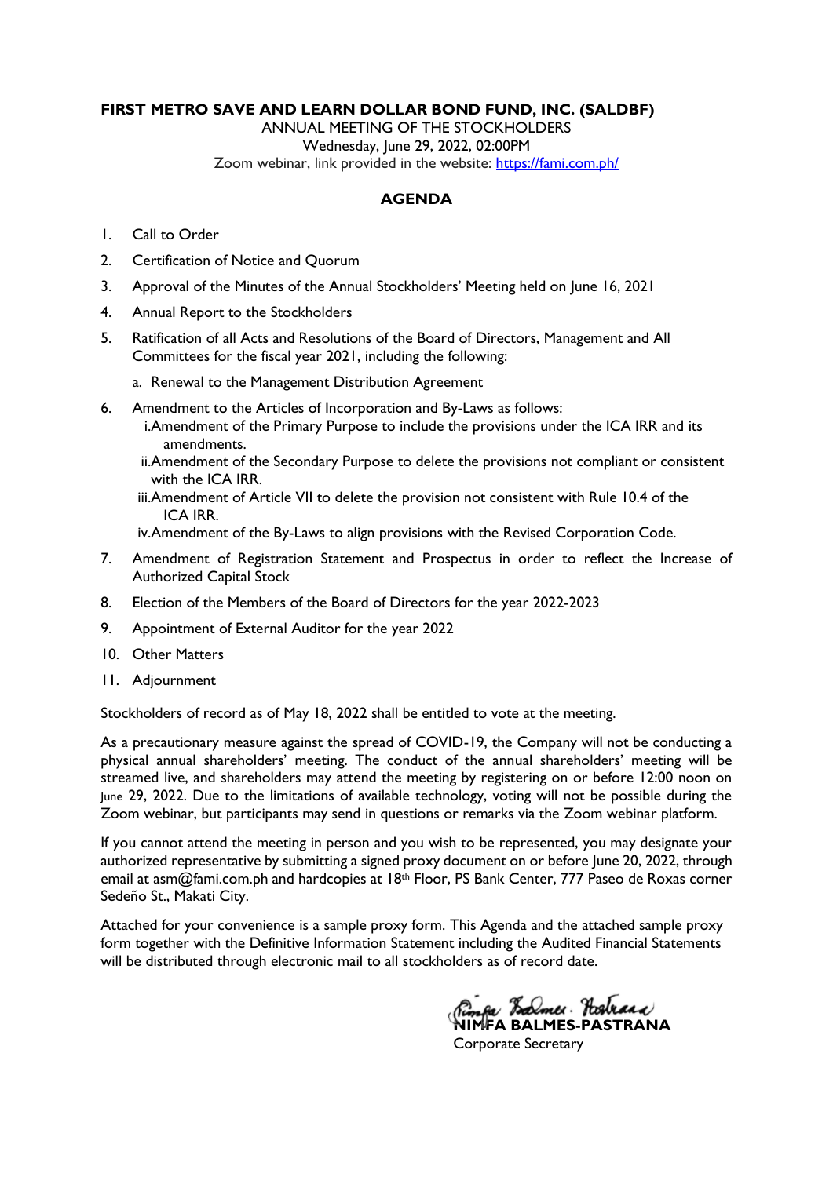**FIRST METRO SAVE AND LEARN DOLLAR BOND FUND, INC. (SALDBF)**

ANNUAL MEETING OF THE STOCKHOLDERS
Wednesday, June 29, 2022, 02:00PM
Zoom webinar, link provided in the website: https://fami.com.ph/

## AGENDA

1. Call to Order
2. Certification of Notice and Quorum
3. Approval of the Minutes of the Annual Stockholders' Meeting held on June 16, 2021
4. Annual Report to the Stockholders
5. Ratification of all Acts and Resolutions of the Board of Directors, Management and All Committees for the fiscal year 2021, including the following:
   a. Renewal to the Management Distribution Agreement
6. Amendment to the Articles of Incorporation and By-Laws as follows:
   i. Amendment of the Primary Purpose to include the provisions under the ICA IRR and its amendments.
   ii. Amendment of the Secondary Purpose to delete the provisions not compliant or consistent with the ICA IRR.
   iii. Amendment of Article VII to delete the provision not consistent with Rule 10.4 of the ICA IRR.
   iv. Amendment of the By-Laws to align provisions with the Revised Corporation Code.
7. Amendment of Registration Statement and Prospectus in order to reflect the Increase of Authorized Capital Stock
8. Election of the Members of the Board of Directors for the year 2022-2023
9. Appointment of External Auditor for the year 2022
10. Other Matters
11. Adjournment

Stockholders of record as of May 18, 2022 shall be entitled to vote at the meeting.

As a precautionary measure against the spread of COVID-19, the Company will not be conducting a physical annual shareholders' meeting. The conduct of the annual shareholders' meeting will be streamed live, and shareholders may attend the meeting by registering on or before 12:00 noon on June 29, 2022. Due to the limitations of available technology, voting will not be possible during the Zoom webinar, but participants may send in questions or remarks via the Zoom webinar platform.

If you cannot attend the meeting in person and you wish to be represented, you may designate your authorized representative by submitting a signed proxy document on or before June 20, 2022, through email at asm@fami.com.ph and hardcopies at 18th Floor, PS Bank Center, 777 Paseo de Roxas corner Sedeño St., Makati City.

Attached for your convenience is a sample proxy form. This Agenda and the attached sample proxy form together with the Definitive Information Statement including the Audited Financial Statements will be distributed through electronic mail to all stockholders as of record date.

**NIMFA BALMES-PASTRANA**
Corporate Secretary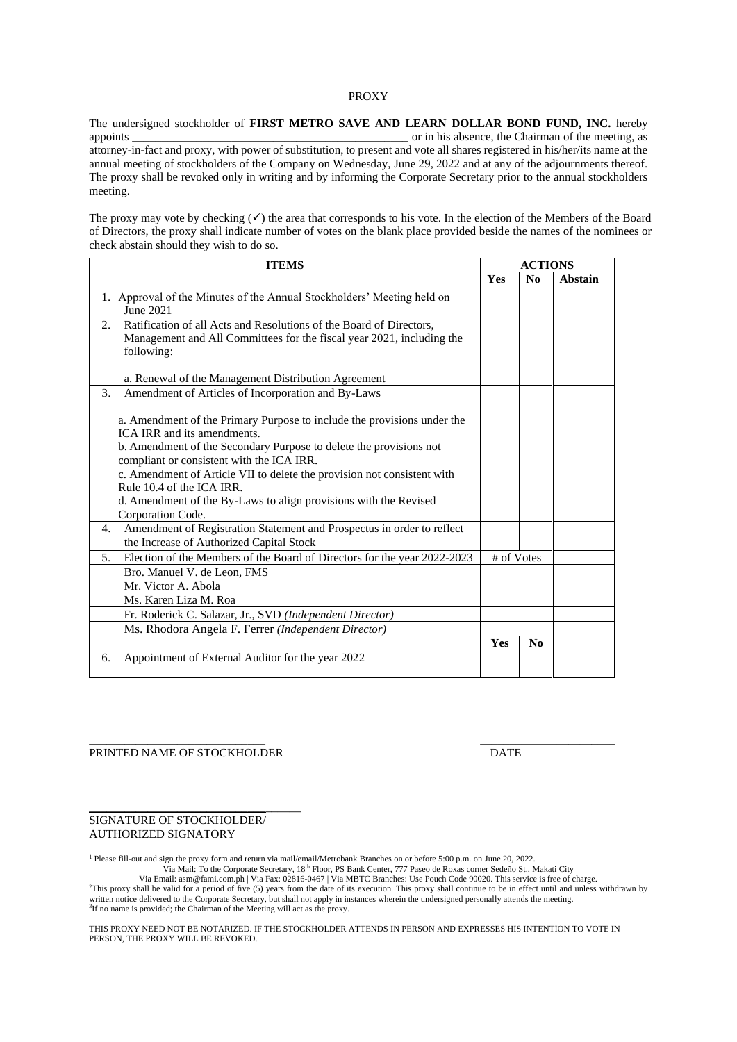PROXY

The undersigned stockholder of **FIRST METRO SAVE AND LEARN DOLLAR BOND FUND, INC.** hereby appoints ______________________________ or in his absence, the Chairman of the meeting, as attorney-in-fact and proxy, with power of substitution, to present and vote all shares registered in his/her/its name at the annual meeting of stockholders of the Company on Wednesday, June 29, 2022 and at any of the adjournments thereof. The proxy shall be revoked only in writing and by informing the Corporate Secretary prior to the annual stockholders meeting.

The proxy may vote by checking (✓) the area that corresponds to his vote. In the election of the Members of the Board of Directors, the proxy shall indicate number of votes on the blank place provided beside the names of the nominees or check abstain should they wish to do so.

| ITEMS | ACTIONS | | |
|---|---|---|---|
| | **Yes** | **No** | **Abstain** |
| 1. Approval of the Minutes of the Annual Stockholders' Meeting held on June 2021 | | | |
| 2. Ratification of all Acts and Resolutions of the Board of Directors, Management and All Committees for the fiscal year 2021, including the following:<br><br>a. Renewal of the Management Distribution Agreement | | | |
| 3. Amendment of Articles of Incorporation and By-Laws<br><br>a. Amendment of the Primary Purpose to include the provisions under the ICA IRR and its amendments.<br>b. Amendment of the Secondary Purpose to delete the provisions not compliant or consistent with the ICA IRR.<br>c. Amendment of Article VII to delete the provision not consistent with Rule 10.4 of the ICA IRR.<br>d. Amendment of the By-Laws to align provisions with the Revised Corporation Code. | | | |
| 4. Amendment of Registration Statement and Prospectus in order to reflect the Increase of Authorized Capital Stock | | | |
| 5. Election of the Members of the Board of Directors for the year 2022-2023 | # of Votes | | |
| Bro. Manuel V. de Leon, FMS | | | |
| Mr. Victor A. Abola | | | |
| Ms. Karen Liza M. Roa | | | |
| Fr. Roderick C. Salazar, Jr., SVD *(Independent Director)* | | | |
| Ms. Rhodora Angela F. Ferrer *(Independent Director)* | | | |
| | **Yes** | **No** | |
| 6. Appointment of External Auditor for the year 2022 | | | |

______________________________ ______________________

PRINTED NAME OF STOCKHOLDER DATE

______________________________

SIGNATURE OF STOCKHOLDER/
AUTHORIZED SIGNATORY

[1] Please fill-out and sign the proxy form and return via mail/email/Metrobank Branches on or before 5:00 p.m. on June 20, 2022.
Via Mail: To the Corporate Secretary, 18th Floor, PS Bank Center, 777 Paseo de Roxas corner Sedeño St., Makati City
Via Email: asm@fami.com.ph | Via Fax: 02816-0467 | Via MBTC Branches: Use Pouch Code 90020. This service is free of charge.
[2] This proxy shall be valid for a period of five (5) years from the date of its execution. This proxy shall continue to be in effect until and unless withdrawn by written notice delivered to the Corporate Secretary, but shall not apply in instances wherein the undersigned personally attends the meeting.
[3] If no name is provided; the Chairman of the Meeting will act as the proxy.

THIS PROXY NEED NOT BE NOTARIZED. IF THE STOCKHOLDER ATTENDS IN PERSON AND EXPRESSES HIS INTENTION TO VOTE IN PERSON, THE PROXY WILL BE REVOKED.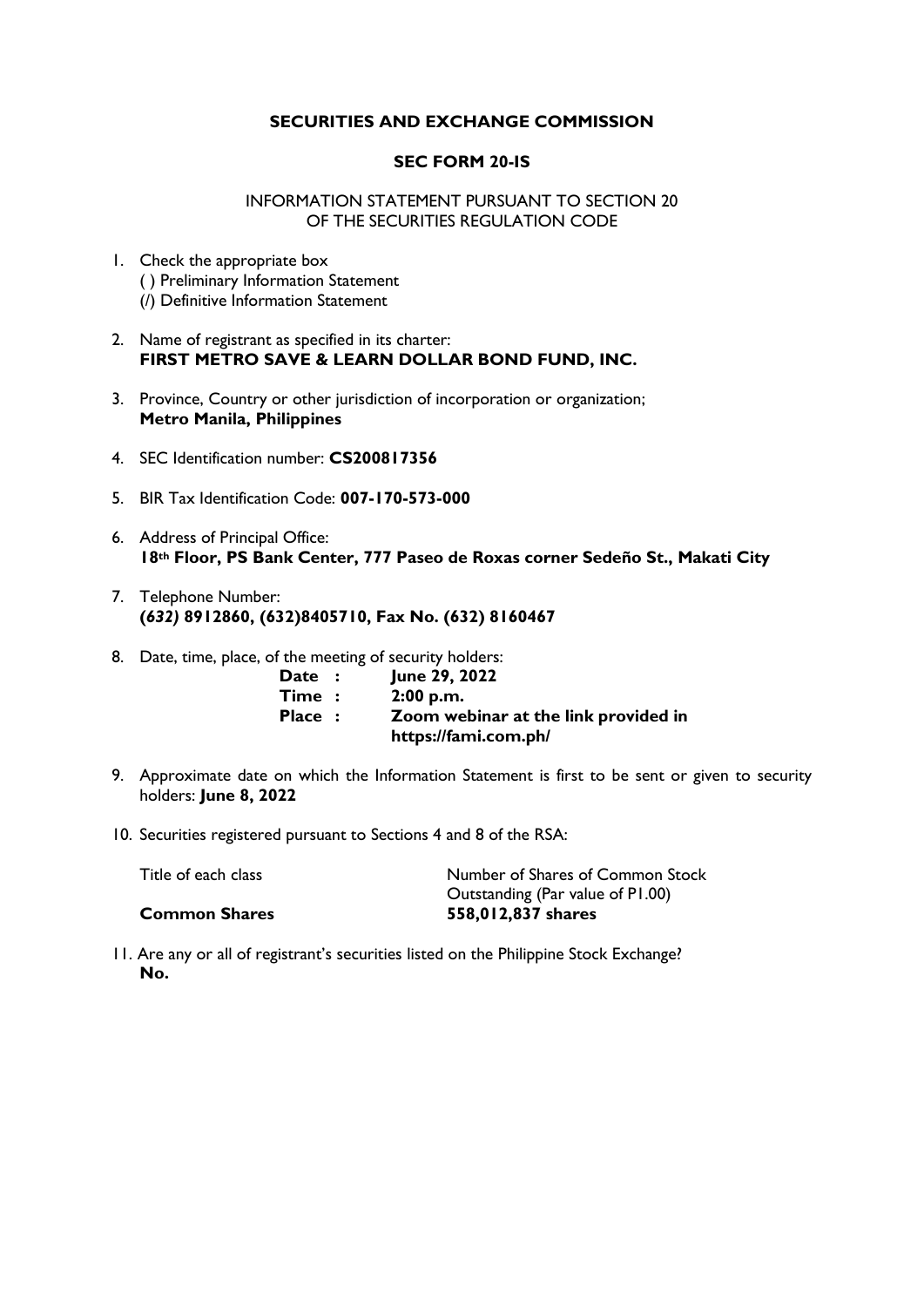**SECURITIES AND EXCHANGE COMMISSION**

**SEC FORM 20-IS**

INFORMATION STATEMENT PURSUANT TO SECTION 20
OF THE SECURITIES REGULATION CODE

1. Check the appropriate box
   ( ) Preliminary Information Statement
   (/) Definitive Information Statement

2. Name of registrant as specified in its charter:
   **FIRST METRO SAVE & LEARN DOLLAR BOND FUND, INC.**

3. Province, Country or other jurisdiction of incorporation or organization;
   **Metro Manila, Philippines**

4. SEC Identification number: **CS200817356**

5. BIR Tax Identification Code: **007-170-573-000**

6. Address of Principal Office:
   **18th Floor, PS Bank Center, 777 Paseo de Roxas corner Sedeño St., Makati City**

7. Telephone Number:
   ***(632)* 8912860, (632)8405710, Fax No. (632) 8160467**

8. Date, time, place, of the meeting of security holders:

   **Date :** **June 29, 2022**
   **Time :** **2:00 p.m.**
   **Place :** **Zoom webinar at the link provided in https://fami.com.ph/**

9. Approximate date on which the Information Statement is first to be sent or given to security holders: **June 8, 2022**

10. Securities registered pursuant to Sections 4 and 8 of the RSA:

| Title of each class | Number of Shares of Common Stock Outstanding (Par value of P1.00) |
|---|---|
| **Common Shares** | **558,012,837 shares** |

11. Are any or all of registrant's securities listed on the Philippine Stock Exchange?
    **No.**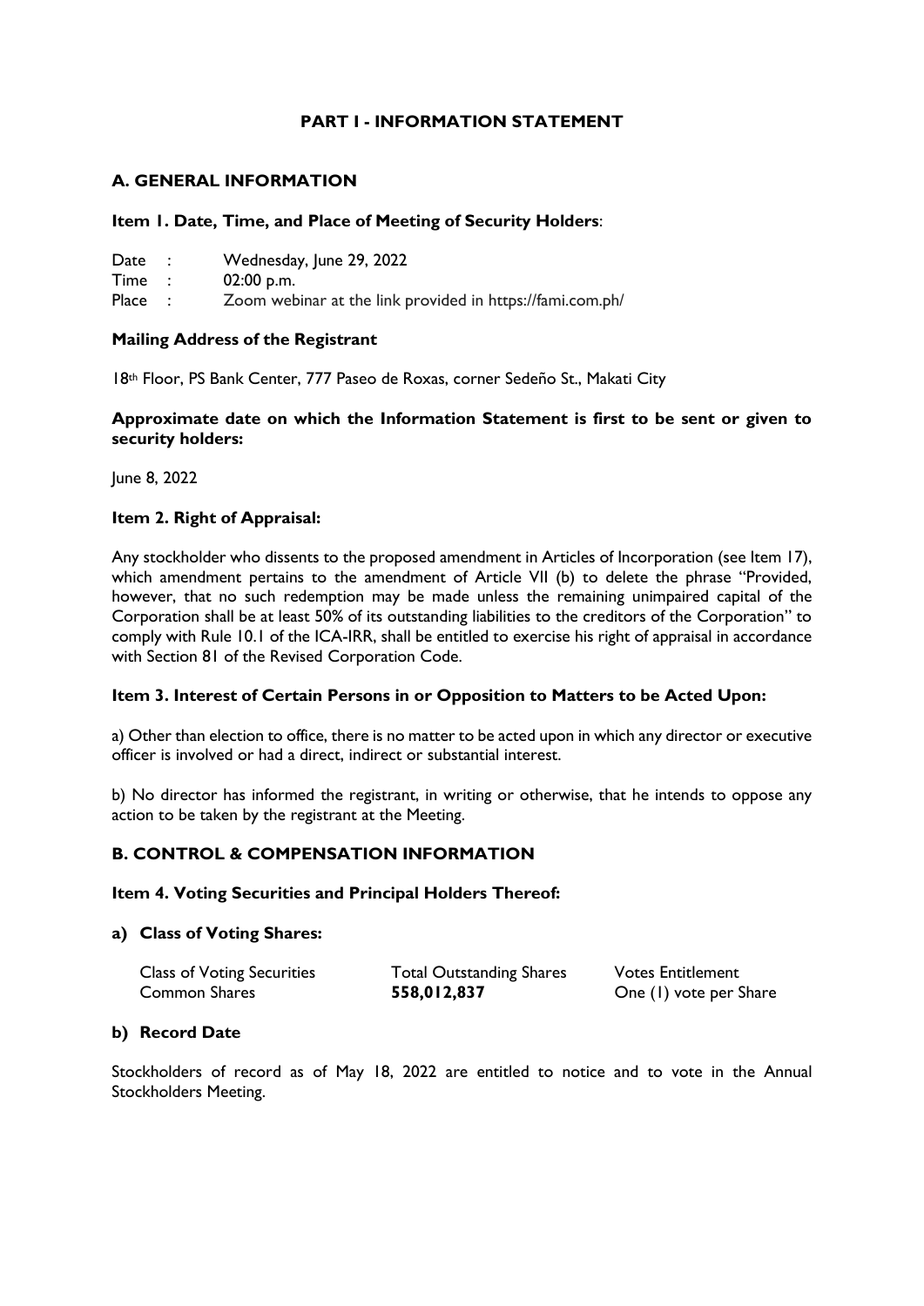# PART I - INFORMATION STATEMENT

## A. GENERAL INFORMATION

### Item 1. Date, Time, and Place of Meeting of Security Holders:

Date : Wednesday, June 29, 2022
Time : 02:00 p.m.
Place : Zoom webinar at the link provided in https://fami.com.ph/

**Mailing Address of the Registrant**

18th Floor, PS Bank Center, 777 Paseo de Roxas, corner Sedeño St., Makati City

**Approximate date on which the Information Statement is first to be sent or given to security holders:**

June 8, 2022

### Item 2. Right of Appraisal:

Any stockholder who dissents to the proposed amendment in Articles of Incorporation (see Item 17), which amendment pertains to the amendment of Article VII (b) to delete the phrase "Provided, however, that no such redemption may be made unless the remaining unimpaired capital of the Corporation shall be at least 50% of its outstanding liabilities to the creditors of the Corporation" to comply with Rule 10.1 of the ICA-IRR, shall be entitled to exercise his right of appraisal in accordance with Section 81 of the Revised Corporation Code.

### Item 3. Interest of Certain Persons in or Opposition to Matters to be Acted Upon:

a) Other than election to office, there is no matter to be acted upon in which any director or executive officer is involved or had a direct, indirect or substantial interest.

b) No director has informed the registrant, in writing or otherwise, that he intends to oppose any action to be taken by the registrant at the Meeting.

## B. CONTROL & COMPENSATION INFORMATION

### Item 4. Voting Securities and Principal Holders Thereof:

**a) Class of Voting Shares:**

| Class of Voting Securities | Total Outstanding Shares | Votes Entitlement |
|---|---|---|
| Common Shares | **558,012,837** | One (1) vote per Share |

**b) Record Date**

Stockholders of record as of May 18, 2022 are entitled to notice and to vote in the Annual Stockholders Meeting.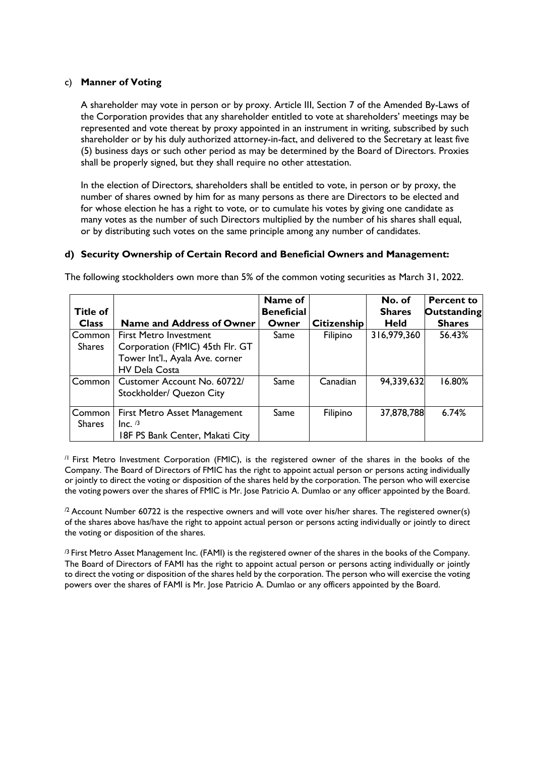c) **Manner of Voting**

A shareholder may vote in person or by proxy. Article III, Section 7 of the Amended By-Laws of the Corporation provides that any shareholder entitled to vote at shareholders' meetings may be represented and vote thereat by proxy appointed in an instrument in writing, subscribed by such shareholder or by his duly authorized attorney-in-fact, and delivered to the Secretary at least five (5) business days or such other period as may be determined by the Board of Directors. Proxies shall be properly signed, but they shall require no other attestation.

In the election of Directors, shareholders shall be entitled to vote, in person or by proxy, the number of shares owned by him for as many persons as there are Directors to be elected and for whose election he has a right to vote, or to cumulate his votes by giving one candidate as many votes as the number of such Directors multiplied by the number of his shares shall equal, or by distributing such votes on the same principle among any number of candidates.

**d) Security Ownership of Certain Record and Beneficial Owners and Management:**

The following stockholders own more than 5% of the common voting securities as March 31, 2022.

| Title of Class | Name and Address of Owner | Name of Beneficial Owner | Citizenship | No. of Shares Held | Percent to Outstanding Shares |
|---|---|---|---|---|---|
| Common Shares | First Metro Investment Corporation (FMIC) 45th Flr. GT Tower Int'l., Ayala Ave. corner HV Dela Costa | Same | Filipino | 316,979,360 | 56.43% |
| Common | Customer Account No. 60722/ Stockholder/ Quezon City | Same | Canadian | 94,339,632 | 16.80% |
| Common Shares | First Metro Asset Management Inc. [/3] 18F PS Bank Center, Makati City | Same | Filipino | 37,878,788 | 6.74% |

[/1] First Metro Investment Corporation (FMIC), is the registered owner of the shares in the books of the Company. The Board of Directors of FMIC has the right to appoint actual person or persons acting individually or jointly to direct the voting or disposition of the shares held by the corporation. The person who will exercise the voting powers over the shares of FMIC is Mr. Jose Patricio A. Dumlao or any officer appointed by the Board.

[/2] Account Number 60722 is the respective owners and will vote over his/her shares. The registered owner(s) of the shares above has/have the right to appoint actual person or persons acting individually or jointly to direct the voting or disposition of the shares.

[/3] First Metro Asset Management Inc. (FAMI) is the registered owner of the shares in the books of the Company. The Board of Directors of FAMI has the right to appoint actual person or persons acting individually or jointly to direct the voting or disposition of the shares held by the corporation. The person who will exercise the voting powers over the shares of FAMI is Mr. Jose Patricio A. Dumlao or any officers appointed by the Board.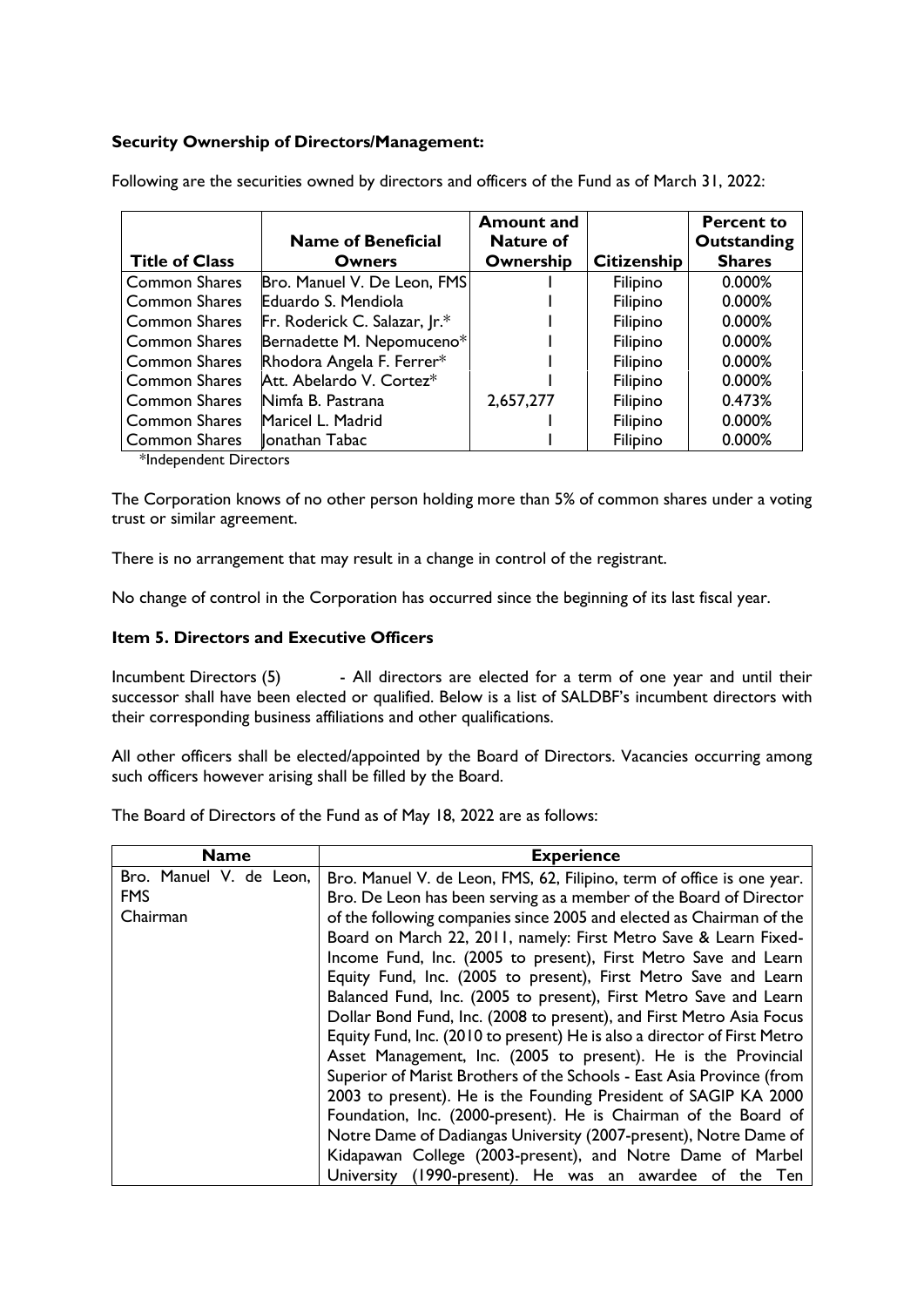**Security Ownership of Directors/Management:**

Following are the securities owned by directors and officers of the Fund as of March 31, 2022:

| Title of Class | Name of Beneficial Owners | Amount and Nature of Ownership | Citizenship | Percent to Outstanding Shares |
|---|---|---|---|---|
| Common Shares | Bro. Manuel V. De Leon, FMS | 1 | Filipino | 0.000% |
| Common Shares | Eduardo S. Mendiola | 1 | Filipino | 0.000% |
| Common Shares | Fr. Roderick C. Salazar, Jr.* | 1 | Filipino | 0.000% |
| Common Shares | Bernadette M. Nepomuceno* | 1 | Filipino | 0.000% |
| Common Shares | Rhodora Angela F. Ferrer* | 1 | Filipino | 0.000% |
| Common Shares | Att. Abelardo V. Cortez* | 1 | Filipino | 0.000% |
| Common Shares | Nimfa B. Pastrana | 2,657,277 | Filipino | 0.473% |
| Common Shares | Maricel L. Madrid | 1 | Filipino | 0.000% |
| Common Shares | Jonathan Tabac | 1 | Filipino | 0.000% |

*Independent Directors

The Corporation knows of no other person holding more than 5% of common shares under a voting trust or similar agreement.

There is no arrangement that may result in a change in control of the registrant.

No change of control in the Corporation has occurred since the beginning of its last fiscal year.

### Item 5. Directors and Executive Officers

Incumbent Directors (5) - All directors are elected for a term of one year and until their successor shall have been elected or qualified. Below is a list of SALDBF's incumbent directors with their corresponding business affiliations and other qualifications.

All other officers shall be elected/appointed by the Board of Directors. Vacancies occurring among such officers however arising shall be filled by the Board.

The Board of Directors of the Fund as of May 18, 2022 are as follows:

| Name | Experience |
|---|---|
| Bro. Manuel V. de Leon, FMS<br>Chairman | Bro. Manuel V. de Leon, FMS, 62, Filipino, term of office is one year. Bro. De Leon has been serving as a member of the Board of Director of the following companies since 2005 and elected as Chairman of the Board on March 22, 2011, namely: First Metro Save & Learn Fixed-Income Fund, Inc. (2005 to present), First Metro Save and Learn Equity Fund, Inc. (2005 to present), First Metro Save and Learn Balanced Fund, Inc. (2005 to present), First Metro Save and Learn Dollar Bond Fund, Inc. (2008 to present), and First Metro Asia Focus Equity Fund, Inc. (2010 to present) He is also a director of First Metro Asset Management, Inc. (2005 to present). He is the Provincial Superior of Marist Brothers of the Schools - East Asia Province (from 2003 to present). He is the Founding President of SAGIP KA 2000 Foundation, Inc. (2000-present). He is Chairman of the Board of Notre Dame of Dadiangas University (2007-present), Notre Dame of Kidapawan College (2003-present), and Notre Dame of Marbel University (1990-present). He was an awardee of the Ten |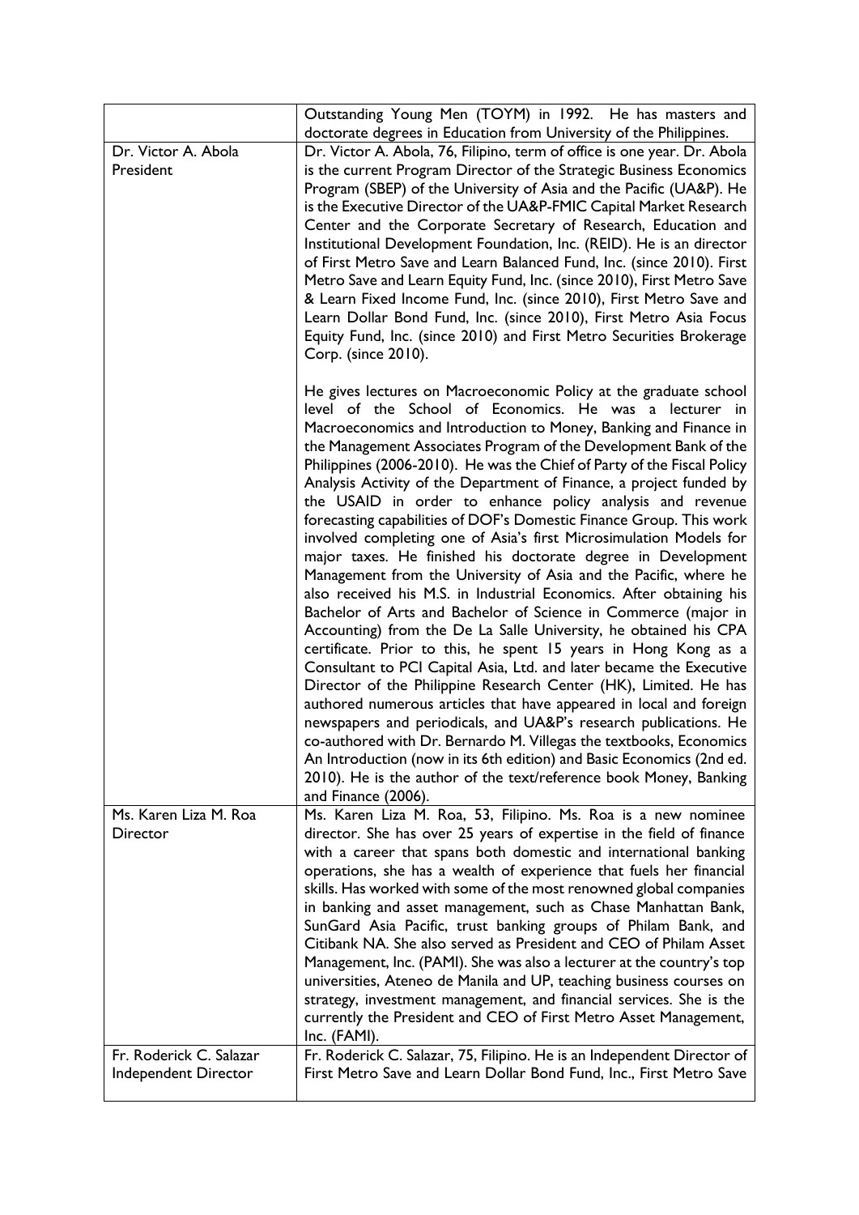| | |
|---|---|
| | Outstanding Young Men (TOYM) in 1992. He has masters and doctorate degrees in Education from University of the Philippines. |
| Dr. Victor A. Abola<br>President | Dr. Victor A. Abola, 76, Filipino, term of office is one year. Dr. Abola is the current Program Director of the Strategic Business Economics Program (SBEP) of the University of Asia and the Pacific (UA&P). He is the Executive Director of the UA&P-FMIC Capital Market Research Center and the Corporate Secretary of Research, Education and Institutional Development Foundation, Inc. (REID). He is an director of First Metro Save and Learn Balanced Fund, Inc. (since 2010). First Metro Save and Learn Equity Fund, Inc. (since 2010), First Metro Save & Learn Fixed Income Fund, Inc. (since 2010), First Metro Save and Learn Dollar Bond Fund, Inc. (since 2010), First Metro Asia Focus Equity Fund, Inc. (since 2010) and First Metro Securities Brokerage Corp. (since 2010).<br><br>He gives lectures on Macroeconomic Policy at the graduate school level of the School of Economics. He was a lecturer in Macroeconomics and Introduction to Money, Banking and Finance in the Management Associates Program of the Development Bank of the Philippines (2006-2010). He was the Chief of Party of the Fiscal Policy Analysis Activity of the Department of Finance, a project funded by the USAID in order to enhance policy analysis and revenue forecasting capabilities of DOF's Domestic Finance Group. This work involved completing one of Asia's first Microsimulation Models for major taxes. He finished his doctorate degree in Development Management from the University of Asia and the Pacific, where he also received his M.S. in Industrial Economics. After obtaining his Bachelor of Arts and Bachelor of Science in Commerce (major in Accounting) from the De La Salle University, he obtained his CPA certificate. Prior to this, he spent 15 years in Hong Kong as a Consultant to PCI Capital Asia, Ltd. and later became the Executive Director of the Philippine Research Center (HK), Limited. He has authored numerous articles that have appeared in local and foreign newspapers and periodicals, and UA&P's research publications. He co-authored with Dr. Bernardo M. Villegas the textbooks, Economics An Introduction (now in its 6th edition) and Basic Economics (2nd ed. 2010). He is the author of the text/reference book Money, Banking and Finance (2006). |
| Ms. Karen Liza M. Roa<br>Director | Ms. Karen Liza M. Roa, 53, Filipino. Ms. Roa is a new nominee director. She has over 25 years of expertise in the field of finance with a career that spans both domestic and international banking operations, she has a wealth of experience that fuels her financial skills. Has worked with some of the most renowned global companies in banking and asset management, such as Chase Manhattan Bank, SunGard Asia Pacific, trust banking groups of Philam Bank, and Citibank NA. She also served as President and CEO of Philam Asset Management, Inc. (PAMI). She was also a lecturer at the country's top universities, Ateneo de Manila and UP, teaching business courses on strategy, investment management, and financial services. She is the currently the President and CEO of First Metro Asset Management, Inc. (FAMI). |
| Fr. Roderick C. Salazar<br>Independent Director | Fr. Roderick C. Salazar, 75, Filipino. He is an Independent Director of First Metro Save and Learn Dollar Bond Fund, Inc., First Metro Save |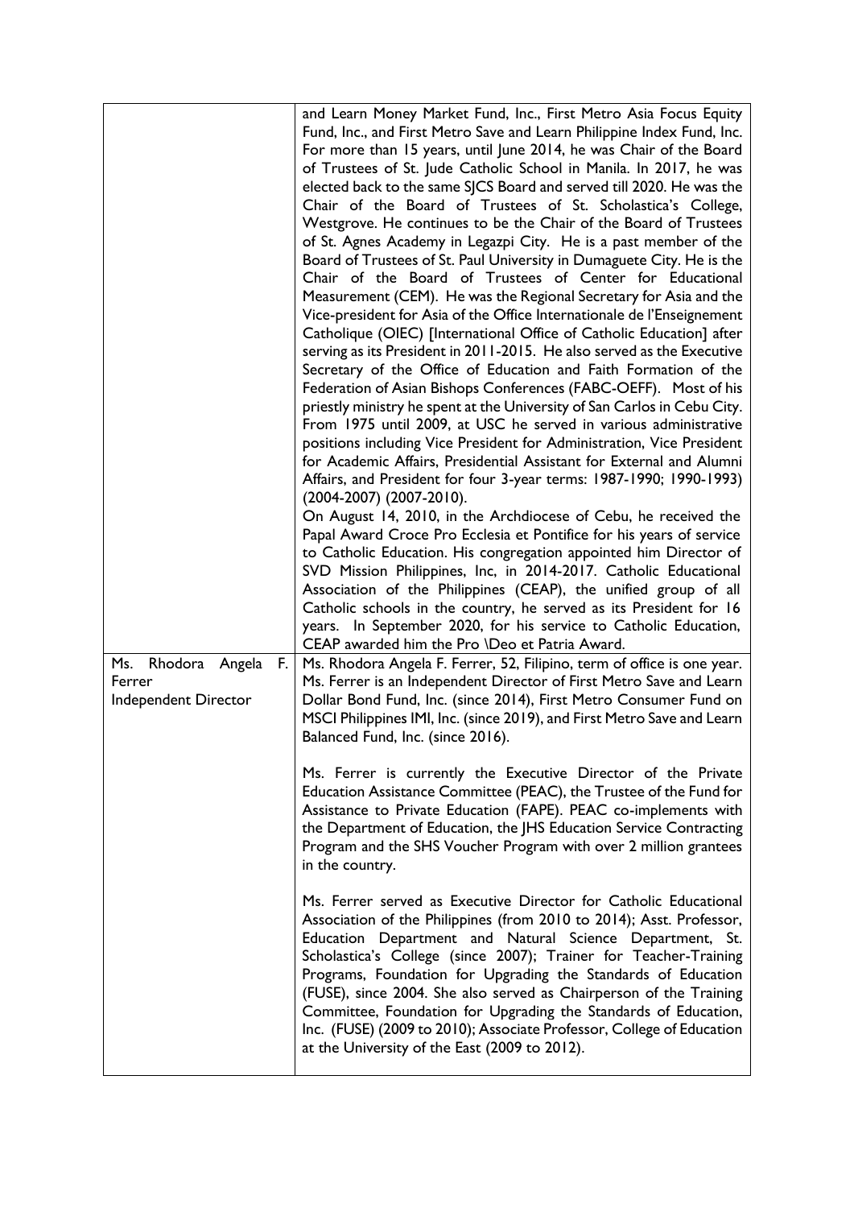| | |
|---|---|
| | and Learn Money Market Fund, Inc., First Metro Asia Focus Equity Fund, Inc., and First Metro Save and Learn Philippine Index Fund, Inc. For more than 15 years, until June 2014, he was Chair of the Board of Trustees of St. Jude Catholic School in Manila. In 2017, he was elected back to the same SJCS Board and served till 2020. He was the Chair of the Board of Trustees of St. Scholastica's College, Westgrove. He continues to be the Chair of the Board of Trustees of St. Agnes Academy in Legazpi City. He is a past member of the Board of Trustees of St. Paul University in Dumaguete City. He is the Chair of the Board of Trustees of Center for Educational Measurement (CEM). He was the Regional Secretary for Asia and the Vice-president for Asia of the Office Internationale de l'Enseignement Catholique (OIEC) [International Office of Catholic Education] after serving as its President in 2011-2015. He also served as the Executive Secretary of the Office of Education and Faith Formation of the Federation of Asian Bishops Conferences (FABC-OEFF). Most of his priestly ministry he spent at the University of San Carlos in Cebu City. From 1975 until 2009, at USC he served in various administrative positions including Vice President for Administration, Vice President for Academic Affairs, Presidential Assistant for External and Alumni Affairs, and President for four 3-year terms: 1987-1990; 1990-1993) (2004-2007) (2007-2010).<br>On August 14, 2010, in the Archdiocese of Cebu, he received the Papal Award Croce Pro Ecclesia et Pontifice for his years of service to Catholic Education. His congregation appointed him Director of SVD Mission Philippines, Inc, in 2014-2017. Catholic Educational Association of the Philippines (CEAP), the unified group of all Catholic schools in the country, he served as its President for 16 years. In September 2020, for his service to Catholic Education, CEAP awarded him the Pro \Deo et Patria Award. |
| Ms. Rhodora Angela F. Ferrer<br>Independent Director | Ms. Rhodora Angela F. Ferrer, 52, Filipino, term of office is one year. Ms. Ferrer is an Independent Director of First Metro Save and Learn Dollar Bond Fund, Inc. (since 2014), First Metro Consumer Fund on MSCI Philippines IMI, Inc. (since 2019), and First Metro Save and Learn Balanced Fund, Inc. (since 2016).<br><br>Ms. Ferrer is currently the Executive Director of the Private Education Assistance Committee (PEAC), the Trustee of the Fund for Assistance to Private Education (FAPE). PEAC co-implements with the Department of Education, the JHS Education Service Contracting Program and the SHS Voucher Program with over 2 million grantees in the country.<br><br>Ms. Ferrer served as Executive Director for Catholic Educational Association of the Philippines (from 2010 to 2014); Asst. Professor, Education Department and Natural Science Department, St. Scholastica's College (since 2007); Trainer for Teacher-Training Programs, Foundation for Upgrading the Standards of Education (FUSE), since 2004. She also served as Chairperson of the Training Committee, Foundation for Upgrading the Standards of Education, Inc. (FUSE) (2009 to 2010); Associate Professor, College of Education at the University of the East (2009 to 2012). |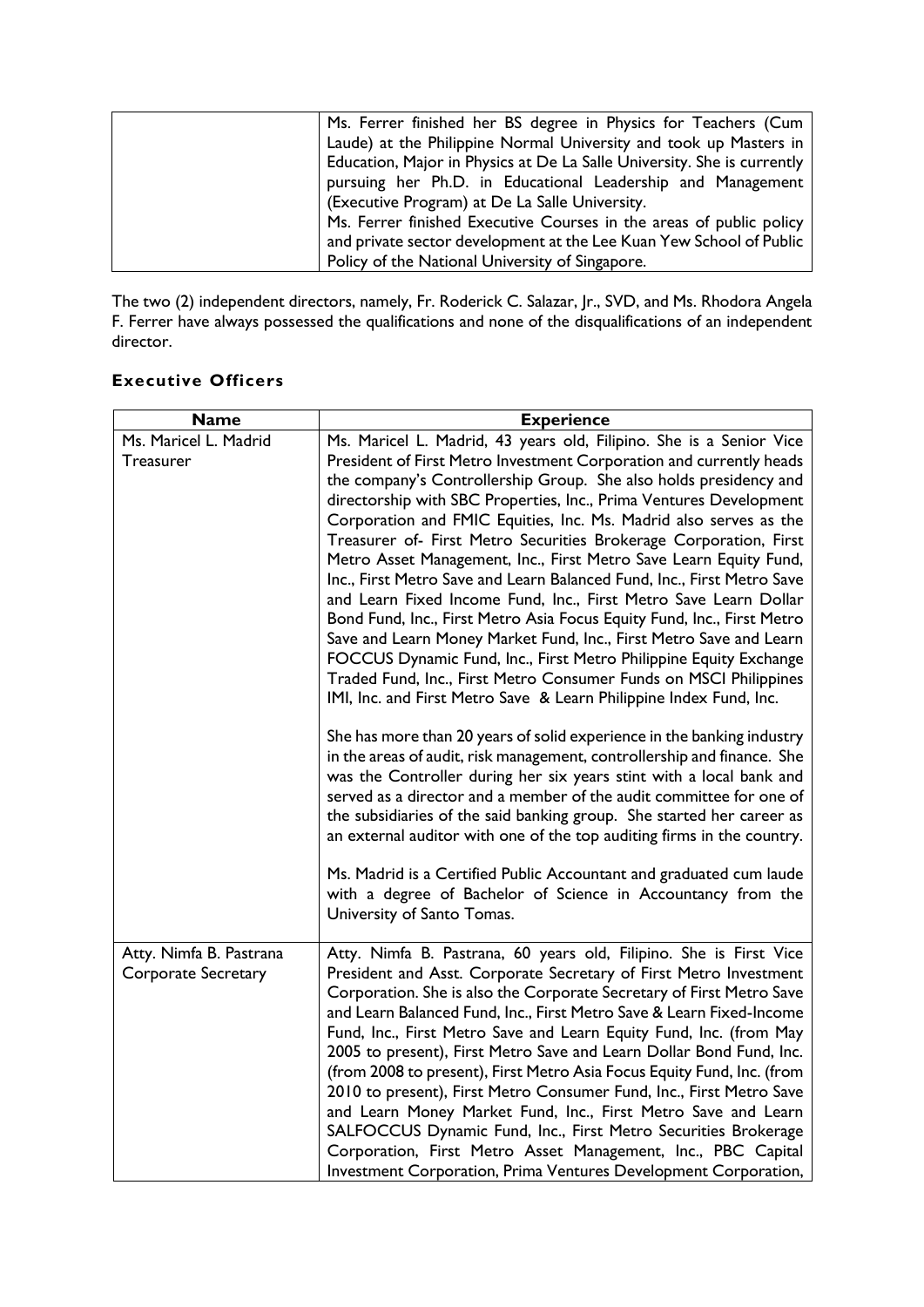| | |
|---|---|
| | Ms. Ferrer finished her BS degree in Physics for Teachers (Cum Laude) at the Philippine Normal University and took up Masters in Education, Major in Physics at De La Salle University. She is currently pursuing her Ph.D. in Educational Leadership and Management (Executive Program) at De La Salle University.<br>Ms. Ferrer finished Executive Courses in the areas of public policy and private sector development at the Lee Kuan Yew School of Public Policy of the National University of Singapore. |

The two (2) independent directors, namely, Fr. Roderick C. Salazar, Jr., SVD, and Ms. Rhodora Angela F. Ferrer have always possessed the qualifications and none of the disqualifications of an independent director.

## Executive Officers

| Name | Experience |
|---|---|
| Ms. Maricel L. Madrid<br>Treasurer | Ms. Maricel L. Madrid, 43 years old, Filipino. She is a Senior Vice President of First Metro Investment Corporation and currently heads the company's Controllership Group. She also holds presidency and directorship with SBC Properties, Inc., Prima Ventures Development Corporation and FMIC Equities, Inc. Ms. Madrid also serves as the Treasurer of- First Metro Securities Brokerage Corporation, First Metro Asset Management, Inc., First Metro Save Learn Equity Fund, Inc., First Metro Save and Learn Balanced Fund, Inc., First Metro Save and Learn Fixed Income Fund, Inc., First Metro Save Learn Dollar Bond Fund, Inc., First Metro Asia Focus Equity Fund, Inc., First Metro Save and Learn Money Market Fund, Inc., First Metro Save and Learn FOCCUS Dynamic Fund, Inc., First Metro Philippine Equity Exchange Traded Fund, Inc., First Metro Consumer Funds on MSCI Philippines IMI, Inc. and First Metro Save & Learn Philippine Index Fund, Inc.<br><br>She has more than 20 years of solid experience in the banking industry in the areas of audit, risk management, controllership and finance. She was the Controller during her six years stint with a local bank and served as a director and a member of the audit committee for one of the subsidiaries of the said banking group. She started her career as an external auditor with one of the top auditing firms in the country.<br><br>Ms. Madrid is a Certified Public Accountant and graduated cum laude with a degree of Bachelor of Science in Accountancy from the University of Santo Tomas. |
| Atty. Nimfa B. Pastrana<br>Corporate Secretary | Atty. Nimfa B. Pastrana, 60 years old, Filipino. She is First Vice President and Asst. Corporate Secretary of First Metro Investment Corporation. She is also the Corporate Secretary of First Metro Save and Learn Balanced Fund, Inc., First Metro Save & Learn Fixed-Income Fund, Inc., First Metro Save and Learn Equity Fund, Inc. (from May 2005 to present), First Metro Save and Learn Dollar Bond Fund, Inc. (from 2008 to present), First Metro Asia Focus Equity Fund, Inc. (from 2010 to present), First Metro Consumer Fund, Inc., First Metro Save and Learn Money Market Fund, Inc., First Metro Save and Learn SALFOCCUS Dynamic Fund, Inc., First Metro Securities Brokerage Corporation, First Metro Asset Management, Inc., PBC Capital Investment Corporation, Prima Ventures Development Corporation, |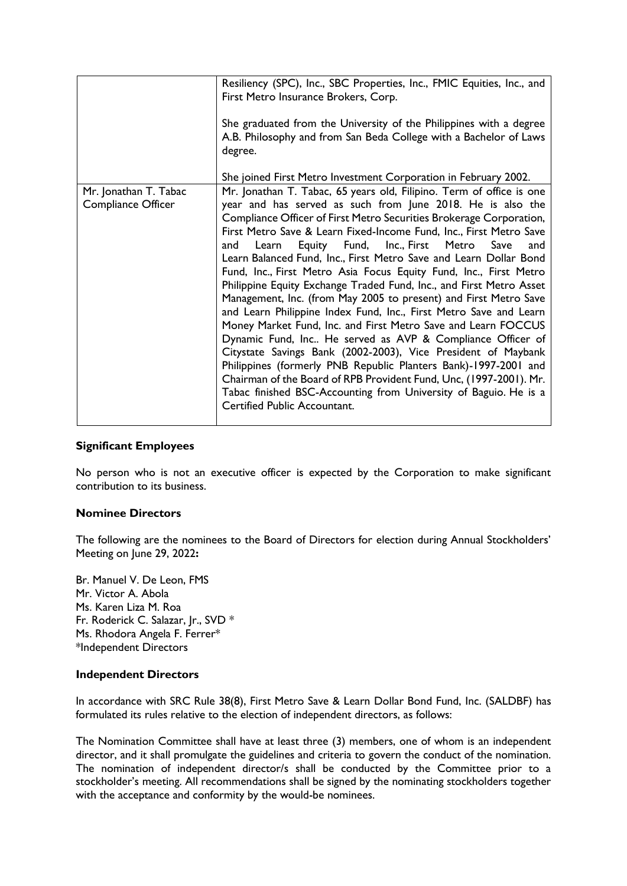| | |
|---|---|
| | Resiliency (SPC), Inc., SBC Properties, Inc., FMIC Equities, Inc., and First Metro Insurance Brokers, Corp.<br><br>She graduated from the University of the Philippines with a degree A.B. Philosophy and from San Beda College with a Bachelor of Laws degree.<br><br>She joined First Metro Investment Corporation in February 2002. |
| Mr. Jonathan T. Tabac<br>Compliance Officer | Mr. Jonathan T. Tabac, 65 years old, Filipino. Term of office is one year and has served as such from June 2018. He is also the Compliance Officer of First Metro Securities Brokerage Corporation, First Metro Save & Learn Fixed-Income Fund, Inc., First Metro Save and Learn Equity Fund, Inc., First Metro Save and Learn Balanced Fund, Inc., First Metro Save and Learn Dollar Bond Fund, Inc., First Metro Asia Focus Equity Fund, Inc., First Metro Philippine Equity Exchange Traded Fund, Inc., and First Metro Asset Management, Inc. (from May 2005 to present) and First Metro Save and Learn Philippine Index Fund, Inc., First Metro Save and Learn Money Market Fund, Inc. and First Metro Save and Learn FOCCUS Dynamic Fund, Inc.. He served as AVP & Compliance Officer of Citystate Savings Bank (2002-2003), Vice President of Maybank Philippines (formerly PNB Republic Planters Bank)-1997-2001 and Chairman of the Board of RPB Provident Fund, Unc, (1997-2001). Mr. Tabac finished BSC-Accounting from University of Baguio. He is a Certified Public Accountant. |

**Significant Employees**

No person who is not an executive officer is expected by the Corporation to make significant contribution to its business.

**Nominee Directors**

The following are the nominees to the Board of Directors for election during Annual Stockholders' Meeting on June 29, 2022**:**

Br. Manuel V. De Leon, FMS
Mr. Victor A. Abola
Ms. Karen Liza M. Roa
Fr. Roderick C. Salazar, Jr., SVD *
Ms. Rhodora Angela F. Ferrer*
*Independent Directors

**Independent Directors**

In accordance with SRC Rule 38(8), First Metro Save & Learn Dollar Bond Fund, Inc. (SALDBF) has formulated its rules relative to the election of independent directors, as follows:

The Nomination Committee shall have at least three (3) members, one of whom is an independent director, and it shall promulgate the guidelines and criteria to govern the conduct of the nomination. The nomination of independent director/s shall be conducted by the Committee prior to a stockholder's meeting. All recommendations shall be signed by the nominating stockholders together with the acceptance and conformity by the would-be nominees.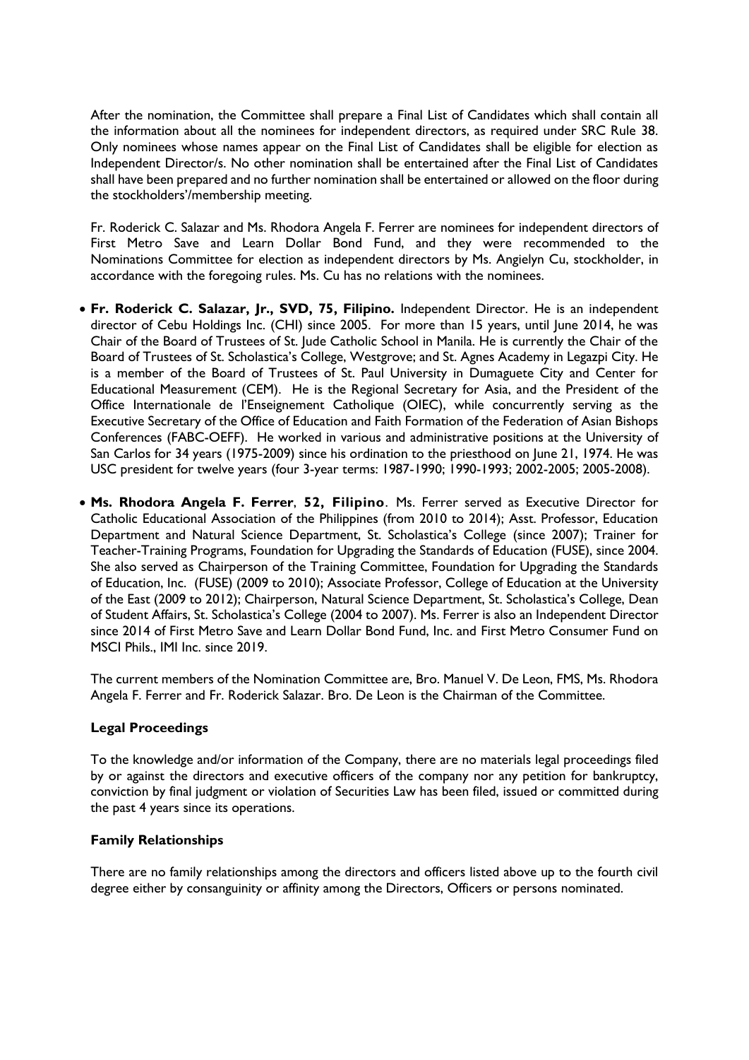After the nomination, the Committee shall prepare a Final List of Candidates which shall contain all the information about all the nominees for independent directors, as required under SRC Rule 38. Only nominees whose names appear on the Final List of Candidates shall be eligible for election as Independent Director/s. No other nomination shall be entertained after the Final List of Candidates shall have been prepared and no further nomination shall be entertained or allowed on the floor during the stockholders'/membership meeting.

Fr. Roderick C. Salazar and Ms. Rhodora Angela F. Ferrer are nominees for independent directors of First Metro Save and Learn Dollar Bond Fund, and they were recommended to the Nominations Committee for election as independent directors by Ms. Angielyn Cu, stockholder, in accordance with the foregoing rules. Ms. Cu has no relations with the nominees.

- **Fr. Roderick C. Salazar, Jr., SVD, 75, Filipino.** Independent Director. He is an independent director of Cebu Holdings Inc. (CHI) since 2005. For more than 15 years, until June 2014, he was Chair of the Board of Trustees of St. Jude Catholic School in Manila. He is currently the Chair of the Board of Trustees of St. Scholastica's College, Westgrove; and St. Agnes Academy in Legazpi City. He is a member of the Board of Trustees of St. Paul University in Dumaguete City and Center for Educational Measurement (CEM). He is the Regional Secretary for Asia, and the President of the Office Internationale de l'Enseignement Catholique (OIEC), while concurrently serving as the Executive Secretary of the Office of Education and Faith Formation of the Federation of Asian Bishops Conferences (FABC-OEFF). He worked in various and administrative positions at the University of San Carlos for 34 years (1975-2009) since his ordination to the priesthood on June 21, 1974. He was USC president for twelve years (four 3-year terms: 1987-1990; 1990-1993; 2002-2005; 2005-2008).

- **Ms. Rhodora Angela F. Ferrer**, **52, Filipino**. Ms. Ferrer served as Executive Director for Catholic Educational Association of the Philippines (from 2010 to 2014); Asst. Professor, Education Department and Natural Science Department, St. Scholastica's College (since 2007); Trainer for Teacher-Training Programs, Foundation for Upgrading the Standards of Education (FUSE), since 2004. She also served as Chairperson of the Training Committee, Foundation for Upgrading the Standards of Education, Inc. (FUSE) (2009 to 2010); Associate Professor, College of Education at the University of the East (2009 to 2012); Chairperson, Natural Science Department, St. Scholastica's College, Dean of Student Affairs, St. Scholastica's College (2004 to 2007). Ms. Ferrer is also an Independent Director since 2014 of First Metro Save and Learn Dollar Bond Fund, Inc. and First Metro Consumer Fund on MSCI Phils., IMI Inc. since 2019.

The current members of the Nomination Committee are, Bro. Manuel V. De Leon, FMS, Ms. Rhodora Angela F. Ferrer and Fr. Roderick Salazar. Bro. De Leon is the Chairman of the Committee.

### Legal Proceedings

To the knowledge and/or information of the Company, there are no materials legal proceedings filed by or against the directors and executive officers of the company nor any petition for bankruptcy, conviction by final judgment or violation of Securities Law has been filed, issued or committed during the past 4 years since its operations.

### Family Relationships

There are no family relationships among the directors and officers listed above up to the fourth civil degree either by consanguinity or affinity among the Directors, Officers or persons nominated.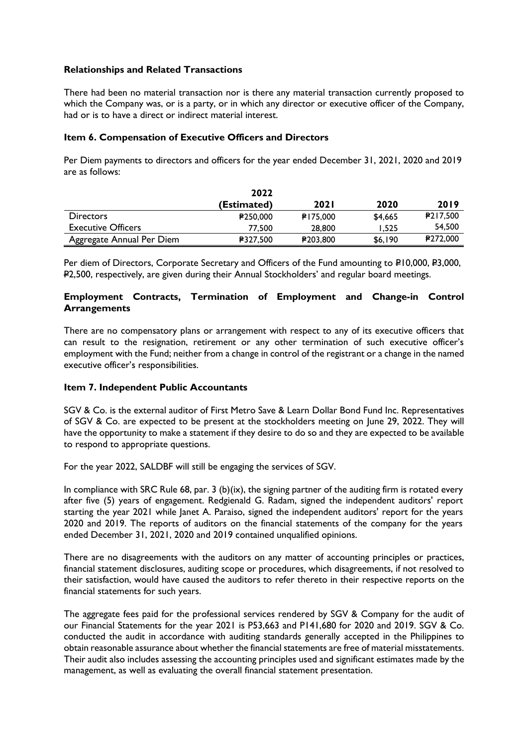**Relationships and Related Transactions**

There had been no material transaction nor is there any material transaction currently proposed to which the Company was, or is a party, or in which any director or executive officer of the Company, had or is to have a direct or indirect material interest.

**Item 6. Compensation of Executive Officers and Directors**

Per Diem payments to directors and officers for the year ended December 31, 2021, 2020 and 2019 are as follows:

| | 2022 (Estimated) | 2021 | 2020 | 2019 |
|---|---|---|---|---|
| Directors | ₱250,000 | ₱175,000 | $4,665 | ₱217,500 |
| Executive Officers | 77,500 | 28,800 | 1,525 | 54,500 |
| Aggregate Annual Per Diem | ₱327,500 | ₱203,800 | $6,190 | ₱272,000 |

Per diem of Directors, Corporate Secretary and Officers of the Fund amounting to ₱10,000, ₱3,000, ₱2,500, respectively, are given during their Annual Stockholders' and regular board meetings.

**Employment Contracts, Termination of Employment and Change-in Control Arrangements**

There are no compensatory plans or arrangement with respect to any of its executive officers that can result to the resignation, retirement or any other termination of such executive officer's employment with the Fund; neither from a change in control of the registrant or a change in the named executive officer's responsibilities.

**Item 7. Independent Public Accountants**

SGV & Co. is the external auditor of First Metro Save & Learn Dollar Bond Fund Inc. Representatives of SGV & Co. are expected to be present at the stockholders meeting on June 29, 2022. They will have the opportunity to make a statement if they desire to do so and they are expected to be available to respond to appropriate questions.

For the year 2022, SALDBF will still be engaging the services of SGV.

In compliance with SRC Rule 68, par. 3 (b)(ix), the signing partner of the auditing firm is rotated every after five (5) years of engagement. Redgienald G. Radam, signed the independent auditors' report starting the year 2021 while Janet A. Paraiso, signed the independent auditors' report for the years 2020 and 2019. The reports of auditors on the financial statements of the company for the years ended December 31, 2021, 2020 and 2019 contained unqualified opinions.

There are no disagreements with the auditors on any matter of accounting principles or practices, financial statement disclosures, auditing scope or procedures, which disagreements, if not resolved to their satisfaction, would have caused the auditors to refer thereto in their respective reports on the financial statements for such years.

The aggregate fees paid for the professional services rendered by SGV & Company for the audit of our Financial Statements for the year 2021 is P53,663 and P141,680 for 2020 and 2019. SGV & Co. conducted the audit in accordance with auditing standards generally accepted in the Philippines to obtain reasonable assurance about whether the financial statements are free of material misstatements. Their audit also includes assessing the accounting principles used and significant estimates made by the management, as well as evaluating the overall financial statement presentation.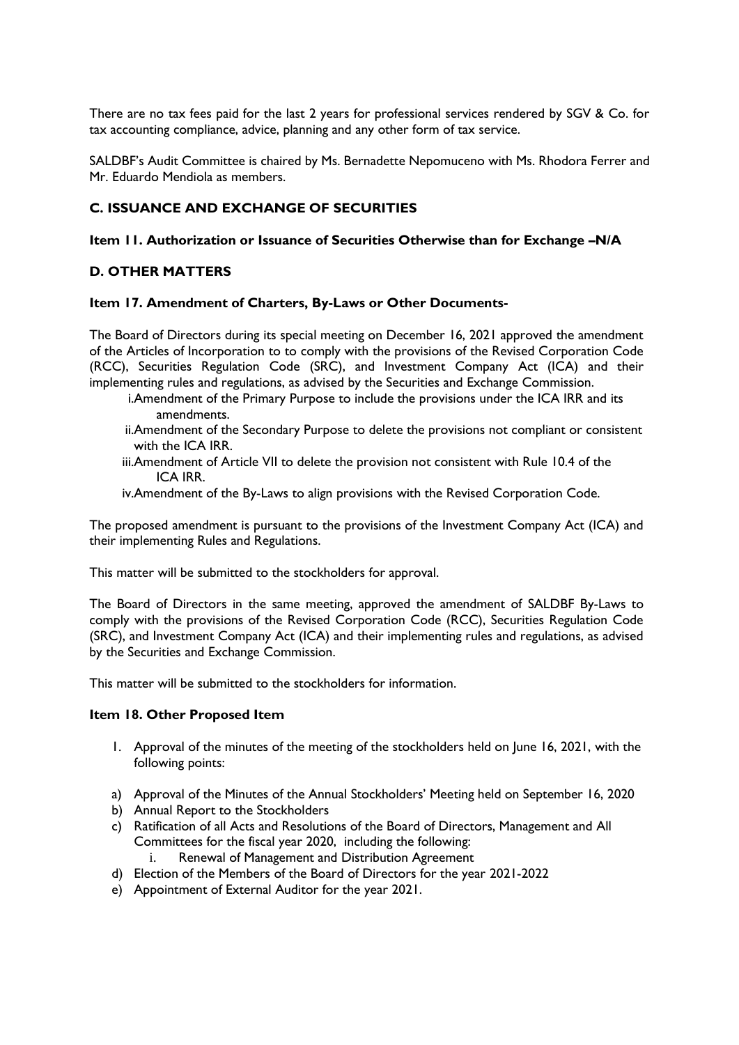There are no tax fees paid for the last 2 years for professional services rendered by SGV & Co. for tax accounting compliance, advice, planning and any other form of tax service.

SALDBF's Audit Committee is chaired by Ms. Bernadette Nepomuceno with Ms. Rhodora Ferrer and Mr. Eduardo Mendiola as members.

## C. ISSUANCE AND EXCHANGE OF SECURITIES

### Item 11. Authorization or Issuance of Securities Otherwise than for Exchange –N/A

## D. OTHER MATTERS

### Item 17. Amendment of Charters, By-Laws or Other Documents-

The Board of Directors during its special meeting on December 16, 2021 approved the amendment of the Articles of Incorporation to to comply with the provisions of the Revised Corporation Code (RCC), Securities Regulation Code (SRC), and Investment Company Act (ICA) and their implementing rules and regulations, as advised by the Securities and Exchange Commission.

i. Amendment of the Primary Purpose to include the provisions under the ICA IRR and its amendments.
ii. Amendment of the Secondary Purpose to delete the provisions not compliant or consistent with the ICA IRR.
iii. Amendment of Article VII to delete the provision not consistent with Rule 10.4 of the ICA IRR.
iv. Amendment of the By-Laws to align provisions with the Revised Corporation Code.

The proposed amendment is pursuant to the provisions of the Investment Company Act (ICA) and their implementing Rules and Regulations.

This matter will be submitted to the stockholders for approval.

The Board of Directors in the same meeting, approved the amendment of SALDBF By-Laws to comply with the provisions of the Revised Corporation Code (RCC), Securities Regulation Code (SRC), and Investment Company Act (ICA) and their implementing rules and regulations, as advised by the Securities and Exchange Commission.

This matter will be submitted to the stockholders for information.

### Item 18. Other Proposed Item

1. Approval of the minutes of the meeting of the stockholders held on June 16, 2021, with the following points:

a) Approval of the Minutes of the Annual Stockholders' Meeting held on September 16, 2020
b) Annual Report to the Stockholders
c) Ratification of all Acts and Resolutions of the Board of Directors, Management and All Committees for the fiscal year 2020, including the following:
   i. Renewal of Management and Distribution Agreement
d) Election of the Members of the Board of Directors for the year 2021-2022
e) Appointment of External Auditor for the year 2021.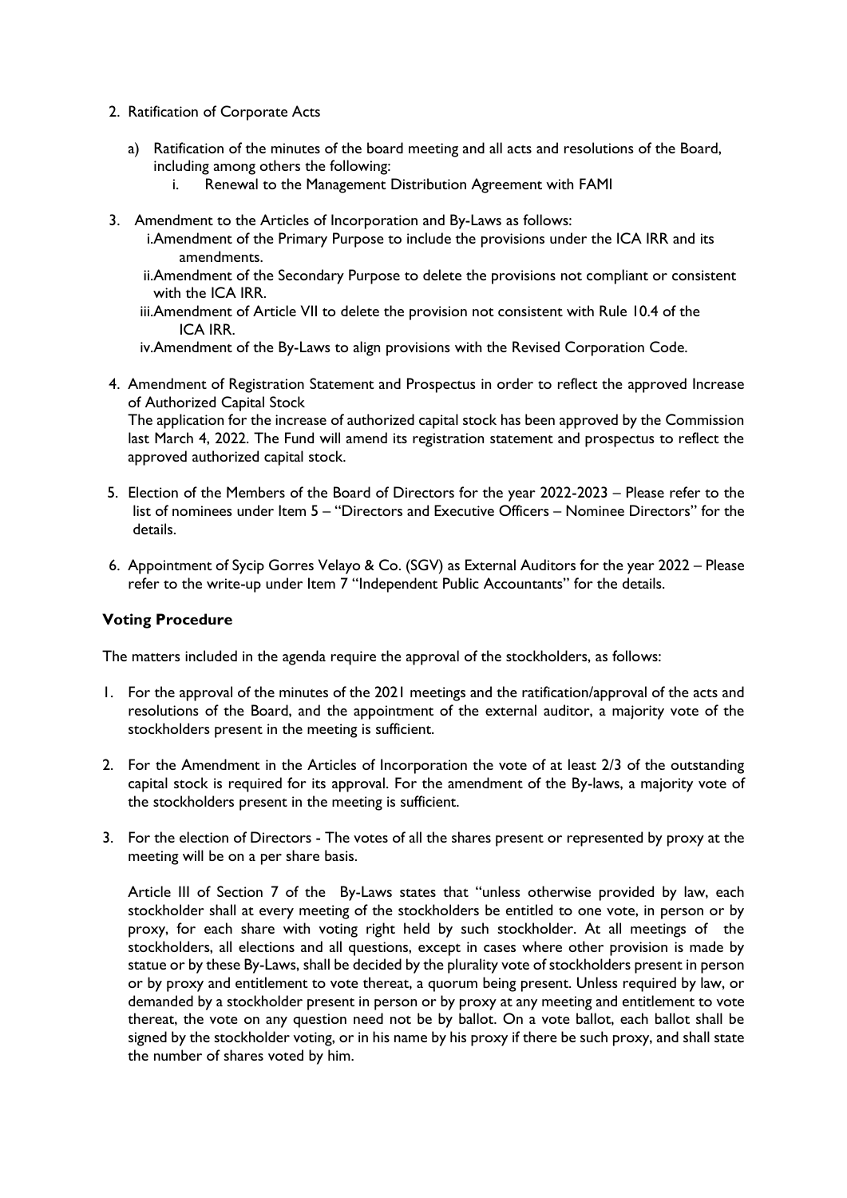2. Ratification of Corporate Acts

   a) Ratification of the minutes of the board meeting and all acts and resolutions of the Board, including among others the following:
      i. Renewal to the Management Distribution Agreement with FAMI

3. Amendment to the Articles of Incorporation and By-Laws as follows:
   i. Amendment of the Primary Purpose to include the provisions under the ICA IRR and its amendments.
   ii. Amendment of the Secondary Purpose to delete the provisions not compliant or consistent with the ICA IRR.
   iii. Amendment of Article VII to delete the provision not consistent with Rule 10.4 of the ICA IRR.
   iv. Amendment of the By-Laws to align provisions with the Revised Corporation Code.

4. Amendment of Registration Statement and Prospectus in order to reflect the approved Increase of Authorized Capital Stock
   The application for the increase of authorized capital stock has been approved by the Commission last March 4, 2022. The Fund will amend its registration statement and prospectus to reflect the approved authorized capital stock.

5. Election of the Members of the Board of Directors for the year 2022-2023 – Please refer to the list of nominees under Item 5 – "Directors and Executive Officers – Nominee Directors" for the details.

6. Appointment of Sycip Gorres Velayo & Co. (SGV) as External Auditors for the year 2022 – Please refer to the write-up under Item 7 "Independent Public Accountants" for the details.

**Voting Procedure**

The matters included in the agenda require the approval of the stockholders, as follows:

1. For the approval of the minutes of the 2021 meetings and the ratification/approval of the acts and resolutions of the Board, and the appointment of the external auditor, a majority vote of the stockholders present in the meeting is sufficient.

2. For the Amendment in the Articles of Incorporation the vote of at least 2/3 of the outstanding capital stock is required for its approval. For the amendment of the By-laws, a majority vote of the stockholders present in the meeting is sufficient.

3. For the election of Directors - The votes of all the shares present or represented by proxy at the meeting will be on a per share basis.

   Article III of Section 7 of the By-Laws states that "unless otherwise provided by law, each stockholder shall at every meeting of the stockholders be entitled to one vote, in person or by proxy, for each share with voting right held by such stockholder. At all meetings of the stockholders, all elections and all questions, except in cases where other provision is made by statue or by these By-Laws, shall be decided by the plurality vote of stockholders present in person or by proxy and entitlement to vote thereat, a quorum being present. Unless required by law, or demanded by a stockholder present in person or by proxy at any meeting and entitlement to vote thereat, the vote on any question need not be by ballot. On a vote ballot, each ballot shall be signed by the stockholder voting, or in his name by his proxy if there be such proxy, and shall state the number of shares voted by him.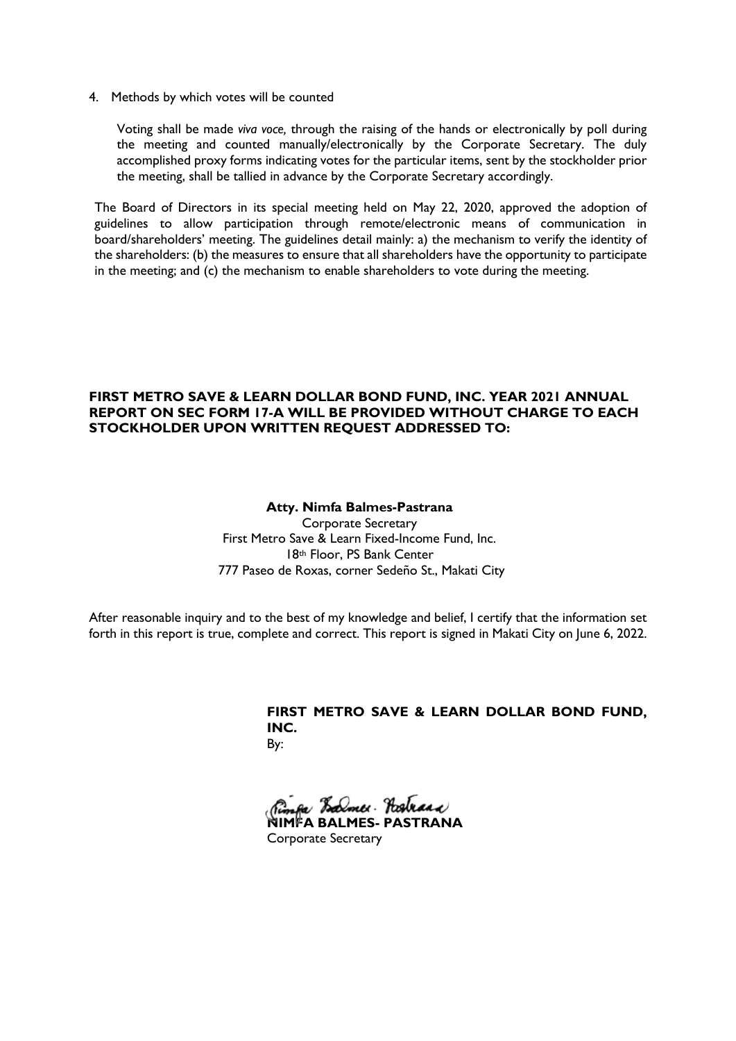4. Methods by which votes will be counted

   Voting shall be made *viva voce,* through the raising of the hands or electronically by poll during the meeting and counted manually/electronically by the Corporate Secretary. The duly accomplished proxy forms indicating votes for the particular items, sent by the stockholder prior the meeting, shall be tallied in advance by the Corporate Secretary accordingly.

The Board of Directors in its special meeting held on May 22, 2020, approved the adoption of guidelines to allow participation through remote/electronic means of communication in board/shareholders' meeting. The guidelines detail mainly: a) the mechanism to verify the identity of the shareholders: (b) the measures to ensure that all shareholders have the opportunity to participate in the meeting; and (c) the mechanism to enable shareholders to vote during the meeting.

**FIRST METRO SAVE & LEARN DOLLAR BOND FUND, INC. YEAR 2021 ANNUAL REPORT ON SEC FORM 17-A WILL BE PROVIDED WITHOUT CHARGE TO EACH STOCKHOLDER UPON WRITTEN REQUEST ADDRESSED TO:**

**Atty. Nimfa Balmes-Pastrana**
Corporate Secretary
First Metro Save & Learn Fixed-Income Fund, Inc.
18th Floor, PS Bank Center
777 Paseo de Roxas, corner Sedeño St., Makati City

After reasonable inquiry and to the best of my knowledge and belief, I certify that the information set forth in this report is true, complete and correct. This report is signed in Makati City on June 6, 2022.

**FIRST METRO SAVE & LEARN DOLLAR BOND FUND, INC.**
By:

**NIMFA BALMES- PASTRANA**
Corporate Secretary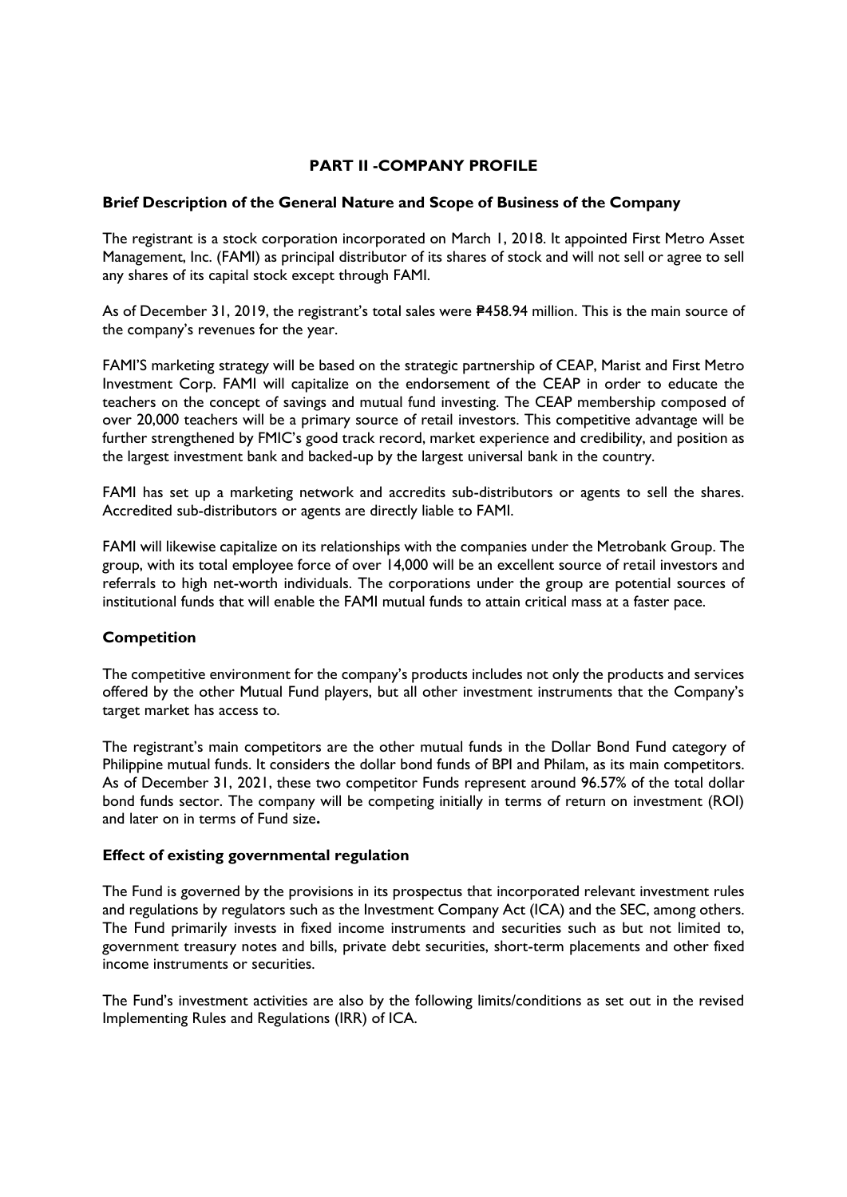## PART II -COMPANY PROFILE

### Brief Description of the General Nature and Scope of Business of the Company

The registrant is a stock corporation incorporated on March 1, 2018. It appointed First Metro Asset Management, Inc. (FAMI) as principal distributor of its shares of stock and will not sell or agree to sell any shares of its capital stock except through FAMI.

As of December 31, 2019, the registrant's total sales were ₱458.94 million. This is the main source of the company's revenues for the year.

FAMI'S marketing strategy will be based on the strategic partnership of CEAP, Marist and First Metro Investment Corp. FAMI will capitalize on the endorsement of the CEAP in order to educate the teachers on the concept of savings and mutual fund investing. The CEAP membership composed of over 20,000 teachers will be a primary source of retail investors. This competitive advantage will be further strengthened by FMIC's good track record, market experience and credibility, and position as the largest investment bank and backed-up by the largest universal bank in the country.

FAMI has set up a marketing network and accredits sub-distributors or agents to sell the shares. Accredited sub-distributors or agents are directly liable to FAMI.

FAMI will likewise capitalize on its relationships with the companies under the Metrobank Group. The group, with its total employee force of over 14,000 will be an excellent source of retail investors and referrals to high net-worth individuals. The corporations under the group are potential sources of institutional funds that will enable the FAMI mutual funds to attain critical mass at a faster pace.

### Competition

The competitive environment for the company's products includes not only the products and services offered by the other Mutual Fund players, but all other investment instruments that the Company's target market has access to.

The registrant's main competitors are the other mutual funds in the Dollar Bond Fund category of Philippine mutual funds. It considers the dollar bond funds of BPI and Philam, as its main competitors. As of December 31, 2021, these two competitor Funds represent around 96.57% of the total dollar bond funds sector. The company will be competing initially in terms of return on investment (ROI) and later on in terms of Fund size**.**

### Effect of existing governmental regulation

The Fund is governed by the provisions in its prospectus that incorporated relevant investment rules and regulations by regulators such as the Investment Company Act (ICA) and the SEC, among others. The Fund primarily invests in fixed income instruments and securities such as but not limited to, government treasury notes and bills, private debt securities, short-term placements and other fixed income instruments or securities.

The Fund's investment activities are also by the following limits/conditions as set out in the revised Implementing Rules and Regulations (IRR) of ICA.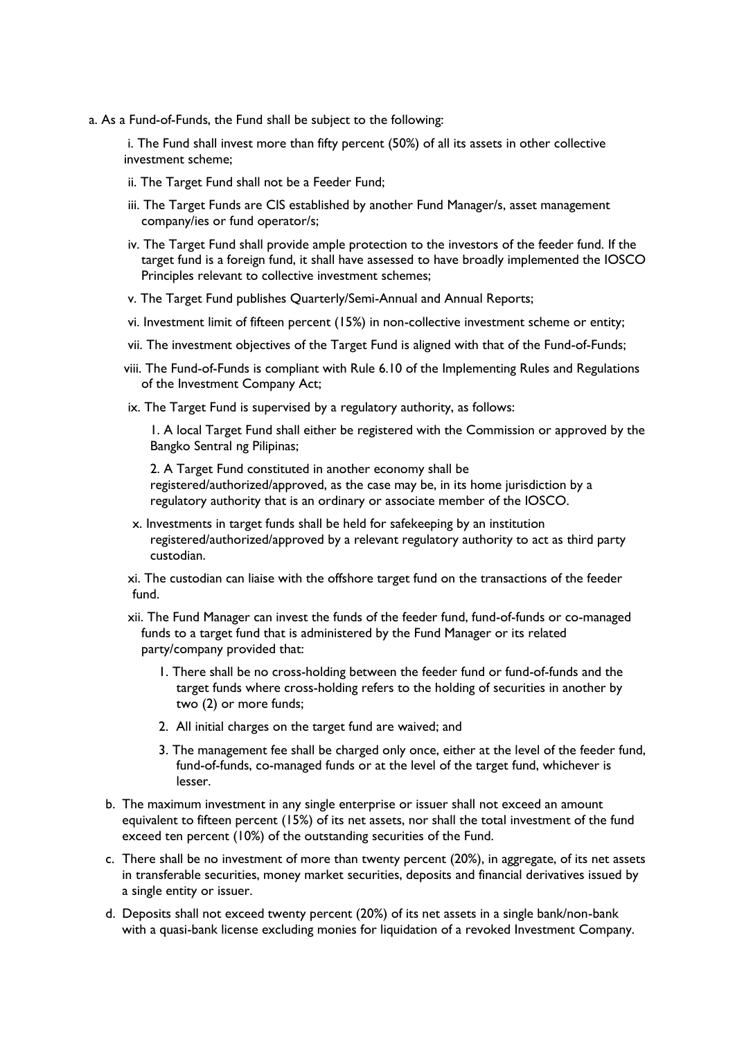a. As a Fund-of-Funds, the Fund shall be subject to the following:

   i. The Fund shall invest more than fifty percent (50%) of all its assets in other collective investment scheme;

   ii. The Target Fund shall not be a Feeder Fund;

   iii. The Target Funds are CIS established by another Fund Manager/s, asset management company/ies or fund operator/s;

   iv. The Target Fund shall provide ample protection to the investors of the feeder fund. If the target fund is a foreign fund, it shall have assessed to have broadly implemented the IOSCO Principles relevant to collective investment schemes;

   v. The Target Fund publishes Quarterly/Semi-Annual and Annual Reports;

   vi. Investment limit of fifteen percent (15%) in non-collective investment scheme or entity;

   vii. The investment objectives of the Target Fund is aligned with that of the Fund-of-Funds;

   viii. The Fund-of-Funds is compliant with Rule 6.10 of the Implementing Rules and Regulations of the Investment Company Act;

   ix. The Target Fund is supervised by a regulatory authority, as follows:

      1. A local Target Fund shall either be registered with the Commission or approved by the Bangko Sentral ng Pilipinas;

      2. A Target Fund constituted in another economy shall be registered/authorized/approved, as the case may be, in its home jurisdiction by a regulatory authority that is an ordinary or associate member of the IOSCO.

   x. Investments in target funds shall be held for safekeeping by an institution registered/authorized/approved by a relevant regulatory authority to act as third party custodian.

   xi. The custodian can liaise with the offshore target fund on the transactions of the feeder fund.

   xii. The Fund Manager can invest the funds of the feeder fund, fund-of-funds or co-managed funds to a target fund that is administered by the Fund Manager or its related party/company provided that:

      1. There shall be no cross-holding between the feeder fund or fund-of-funds and the target funds where cross-holding refers to the holding of securities in another by two (2) or more funds;

      2. All initial charges on the target fund are waived; and

      3. The management fee shall be charged only once, either at the level of the feeder fund, fund-of-funds, co-managed funds or at the level of the target fund, whichever is lesser.

b. The maximum investment in any single enterprise or issuer shall not exceed an amount equivalent to fifteen percent (15%) of its net assets, nor shall the total investment of the fund exceed ten percent (10%) of the outstanding securities of the Fund.

c. There shall be no investment of more than twenty percent (20%), in aggregate, of its net assets in transferable securities, money market securities, deposits and financial derivatives issued by a single entity or issuer.

d. Deposits shall not exceed twenty percent (20%) of its net assets in a single bank/non-bank with a quasi-bank license excluding monies for liquidation of a revoked Investment Company.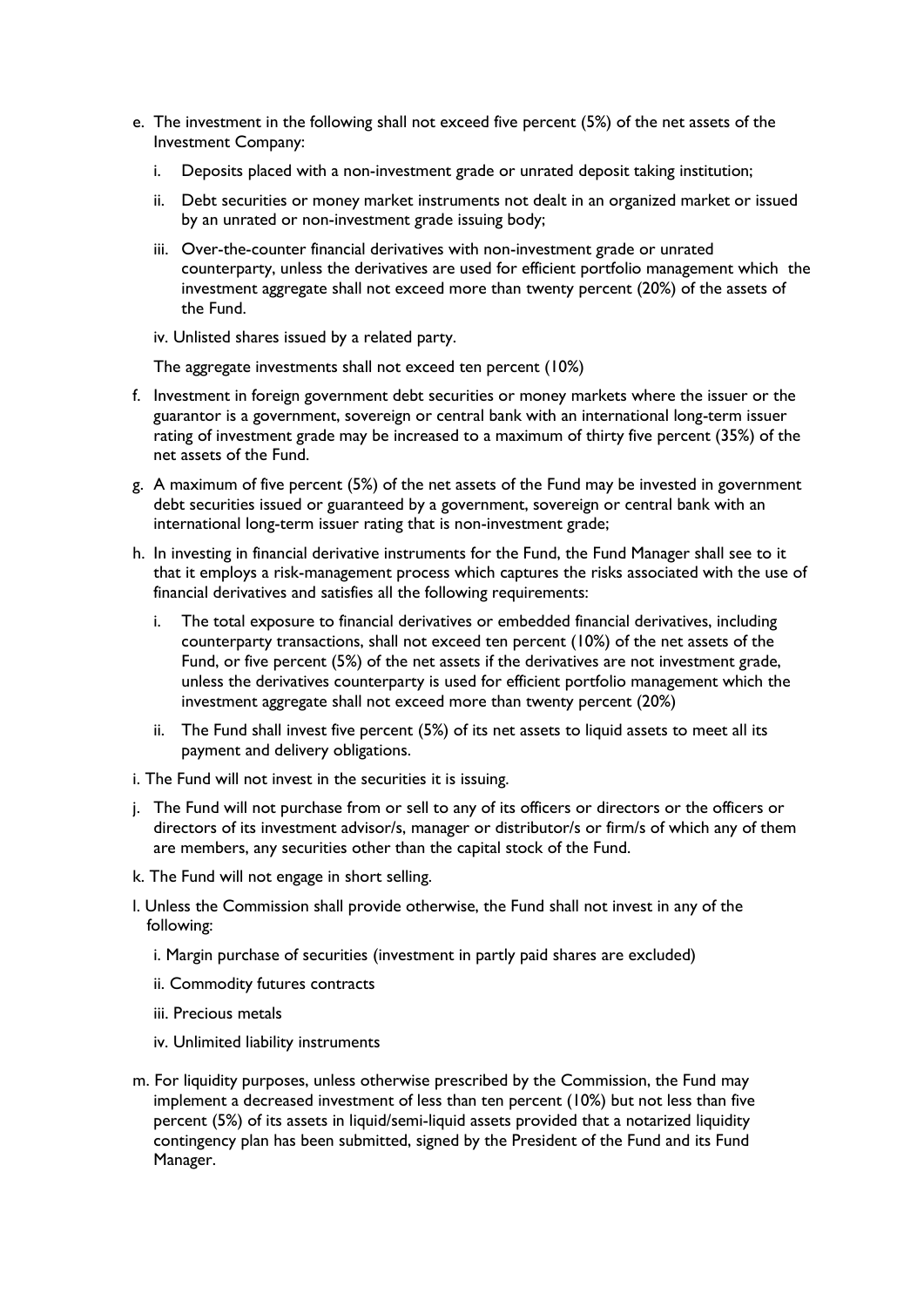e. The investment in the following shall not exceed five percent (5%) of the net assets of the Investment Company:

   i. Deposits placed with a non-investment grade or unrated deposit taking institution;

   ii. Debt securities or money market instruments not dealt in an organized market or issued by an unrated or non-investment grade issuing body;

   iii. Over-the-counter financial derivatives with non-investment grade or unrated counterparty, unless the derivatives are used for efficient portfolio management which the investment aggregate shall not exceed more than twenty percent (20%) of the assets of the Fund.

   iv. Unlisted shares issued by a related party.

   The aggregate investments shall not exceed ten percent (10%)

f. Investment in foreign government debt securities or money markets where the issuer or the guarantor is a government, sovereign or central bank with an international long-term issuer rating of investment grade may be increased to a maximum of thirty five percent (35%) of the net assets of the Fund.

g. A maximum of five percent (5%) of the net assets of the Fund may be invested in government debt securities issued or guaranteed by a government, sovereign or central bank with an international long-term issuer rating that is non-investment grade;

h. In investing in financial derivative instruments for the Fund, the Fund Manager shall see to it that it employs a risk-management process which captures the risks associated with the use of financial derivatives and satisfies all the following requirements:

   i. The total exposure to financial derivatives or embedded financial derivatives, including counterparty transactions, shall not exceed ten percent (10%) of the net assets of the Fund, or five percent (5%) of the net assets if the derivatives are not investment grade, unless the derivatives counterparty is used for efficient portfolio management which the investment aggregate shall not exceed more than twenty percent (20%)

   ii. The Fund shall invest five percent (5%) of its net assets to liquid assets to meet all its payment and delivery obligations.

i. The Fund will not invest in the securities it is issuing.

j. The Fund will not purchase from or sell to any of its officers or directors or the officers or directors of its investment advisor/s, manager or distributor/s or firm/s of which any of them are members, any securities other than the capital stock of the Fund.

k. The Fund will not engage in short selling.

l. Unless the Commission shall provide otherwise, the Fund shall not invest in any of the following:

   i. Margin purchase of securities (investment in partly paid shares are excluded)

   ii. Commodity futures contracts

   iii. Precious metals

   iv. Unlimited liability instruments

m. For liquidity purposes, unless otherwise prescribed by the Commission, the Fund may implement a decreased investment of less than ten percent (10%) but not less than five percent (5%) of its assets in liquid/semi-liquid assets provided that a notarized liquidity contingency plan has been submitted, signed by the President of the Fund and its Fund Manager.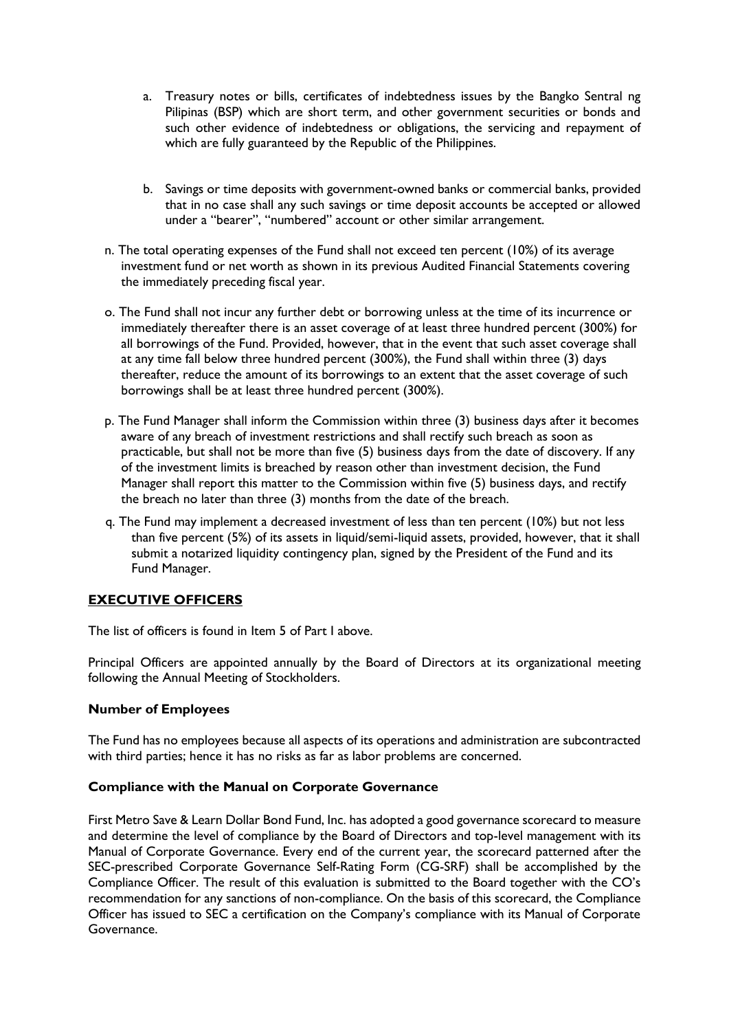a. Treasury notes or bills, certificates of indebtedness issues by the Bangko Sentral ng Pilipinas (BSP) which are short term, and other government securities or bonds and such other evidence of indebtedness or obligations, the servicing and repayment of which are fully guaranteed by the Republic of the Philippines.

b. Savings or time deposits with government-owned banks or commercial banks, provided that in no case shall any such savings or time deposit accounts be accepted or allowed under a "bearer", "numbered" account or other similar arrangement.

n. The total operating expenses of the Fund shall not exceed ten percent (10%) of its average investment fund or net worth as shown in its previous Audited Financial Statements covering the immediately preceding fiscal year.

o. The Fund shall not incur any further debt or borrowing unless at the time of its incurrence or immediately thereafter there is an asset coverage of at least three hundred percent (300%) for all borrowings of the Fund. Provided, however, that in the event that such asset coverage shall at any time fall below three hundred percent (300%), the Fund shall within three (3) days thereafter, reduce the amount of its borrowings to an extent that the asset coverage of such borrowings shall be at least three hundred percent (300%).

p. The Fund Manager shall inform the Commission within three (3) business days after it becomes aware of any breach of investment restrictions and shall rectify such breach as soon as practicable, but shall not be more than five (5) business days from the date of discovery. If any of the investment limits is breached by reason other than investment decision, the Fund Manager shall report this matter to the Commission within five (5) business days, and rectify the breach no later than three (3) months from the date of the breach.

q. The Fund may implement a decreased investment of less than ten percent (10%) but not less than five percent (5%) of its assets in liquid/semi-liquid assets, provided, however, that it shall submit a notarized liquidity contingency plan, signed by the President of the Fund and its Fund Manager.

## EXECUTIVE OFFICERS

The list of officers is found in Item 5 of Part I above.

Principal Officers are appointed annually by the Board of Directors at its organizational meeting following the Annual Meeting of Stockholders.

### Number of Employees

The Fund has no employees because all aspects of its operations and administration are subcontracted with third parties; hence it has no risks as far as labor problems are concerned.

### Compliance with the Manual on Corporate Governance

First Metro Save & Learn Dollar Bond Fund, Inc. has adopted a good governance scorecard to measure and determine the level of compliance by the Board of Directors and top-level management with its Manual of Corporate Governance. Every end of the current year, the scorecard patterned after the SEC-prescribed Corporate Governance Self-Rating Form (CG-SRF) shall be accomplished by the Compliance Officer. The result of this evaluation is submitted to the Board together with the CO's recommendation for any sanctions of non-compliance. On the basis of this scorecard, the Compliance Officer has issued to SEC a certification on the Company's compliance with its Manual of Corporate Governance.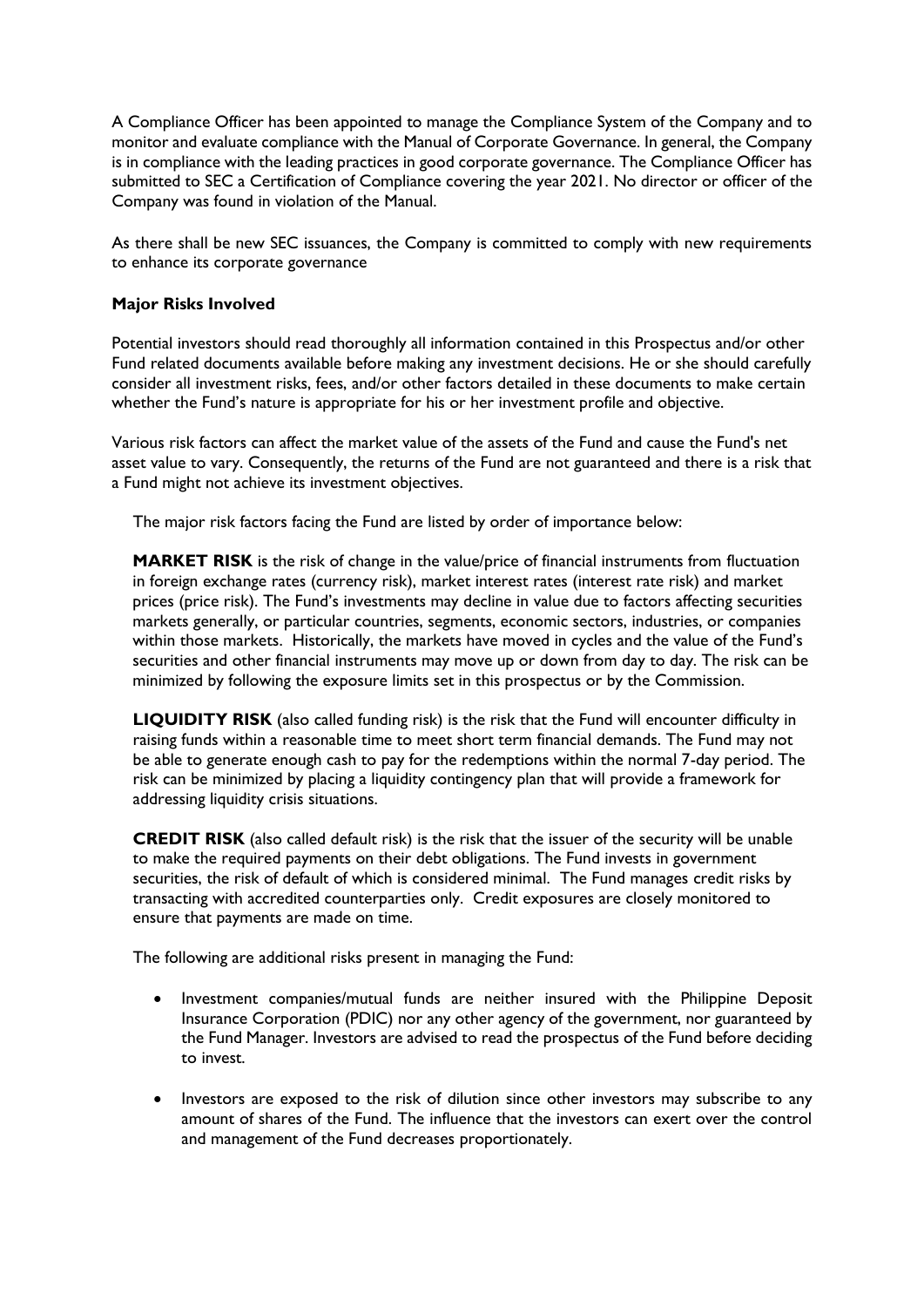A Compliance Officer has been appointed to manage the Compliance System of the Company and to monitor and evaluate compliance with the Manual of Corporate Governance. In general, the Company is in compliance with the leading practices in good corporate governance. The Compliance Officer has submitted to SEC a Certification of Compliance covering the year 2021. No director or officer of the Company was found in violation of the Manual.

As there shall be new SEC issuances, the Company is committed to comply with new requirements to enhance its corporate governance

**Major Risks Involved**

Potential investors should read thoroughly all information contained in this Prospectus and/or other Fund related documents available before making any investment decisions. He or she should carefully consider all investment risks, fees, and/or other factors detailed in these documents to make certain whether the Fund's nature is appropriate for his or her investment profile and objective.

Various risk factors can affect the market value of the assets of the Fund and cause the Fund's net asset value to vary. Consequently, the returns of the Fund are not guaranteed and there is a risk that a Fund might not achieve its investment objectives.

The major risk factors facing the Fund are listed by order of importance below:

**MARKET RISK** is the risk of change in the value/price of financial instruments from fluctuation in foreign exchange rates (currency risk), market interest rates (interest rate risk) and market prices (price risk). The Fund's investments may decline in value due to factors affecting securities markets generally, or particular countries, segments, economic sectors, industries, or companies within those markets. Historically, the markets have moved in cycles and the value of the Fund's securities and other financial instruments may move up or down from day to day. The risk can be minimized by following the exposure limits set in this prospectus or by the Commission.

**LIQUIDITY RISK** (also called funding risk) is the risk that the Fund will encounter difficulty in raising funds within a reasonable time to meet short term financial demands. The Fund may not be able to generate enough cash to pay for the redemptions within the normal 7-day period. The risk can be minimized by placing a liquidity contingency plan that will provide a framework for addressing liquidity crisis situations.

**CREDIT RISK** (also called default risk) is the risk that the issuer of the security will be unable to make the required payments on their debt obligations. The Fund invests in government securities, the risk of default of which is considered minimal. The Fund manages credit risks by transacting with accredited counterparties only. Credit exposures are closely monitored to ensure that payments are made on time.

The following are additional risks present in managing the Fund:

- Investment companies/mutual funds are neither insured with the Philippine Deposit Insurance Corporation (PDIC) nor any other agency of the government, nor guaranteed by the Fund Manager. Investors are advised to read the prospectus of the Fund before deciding to invest.
- Investors are exposed to the risk of dilution since other investors may subscribe to any amount of shares of the Fund. The influence that the investors can exert over the control and management of the Fund decreases proportionately.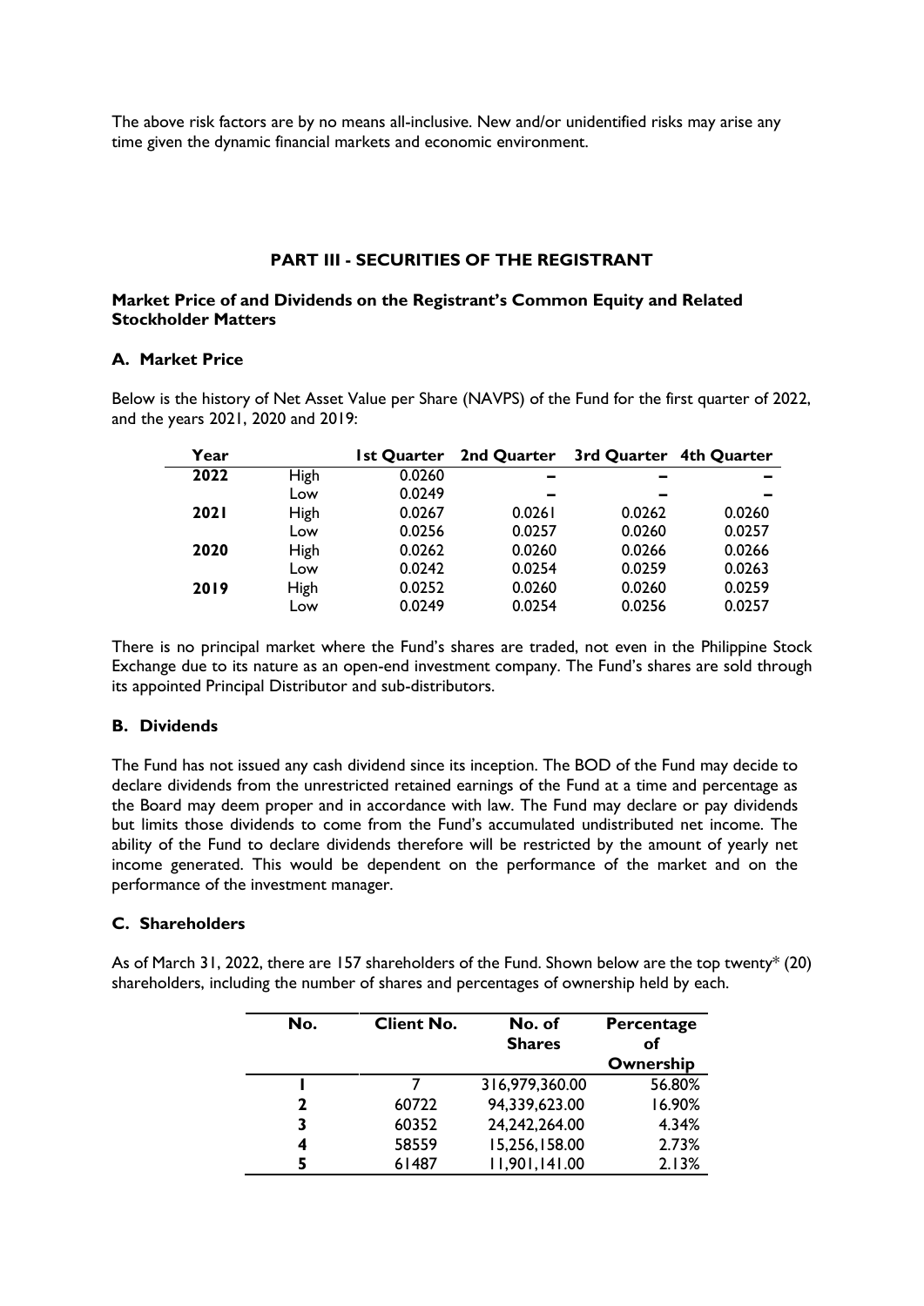The above risk factors are by no means all-inclusive. New and/or unidentified risks may arise any time given the dynamic financial markets and economic environment.

## PART III - SECURITIES OF THE REGISTRANT

### Market Price of and Dividends on the Registrant's Common Equity and Related Stockholder Matters

#### A. Market Price

Below is the history of Net Asset Value per Share (NAVPS) of the Fund for the first quarter of 2022, and the years 2021, 2020 and 2019:

| Year | | 1st Quarter | 2nd Quarter | 3rd Quarter | 4th Quarter |
|---|---|---|---|---|---|
| **2022** | High | 0.0260 | – | – | – |
| | Low | 0.0249 | – | – | – |
| **2021** | High | 0.0267 | 0.0261 | 0.0262 | 0.0260 |
| | Low | 0.0256 | 0.0257 | 0.0260 | 0.0257 |
| **2020** | High | 0.0262 | 0.0260 | 0.0266 | 0.0266 |
| | Low | 0.0242 | 0.0254 | 0.0259 | 0.0263 |
| **2019** | High | 0.0252 | 0.0260 | 0.0260 | 0.0259 |
| | Low | 0.0249 | 0.0254 | 0.0256 | 0.0257 |

There is no principal market where the Fund's shares are traded, not even in the Philippine Stock Exchange due to its nature as an open-end investment company. The Fund's shares are sold through its appointed Principal Distributor and sub-distributors.

#### B. Dividends

The Fund has not issued any cash dividend since its inception. The BOD of the Fund may decide to declare dividends from the unrestricted retained earnings of the Fund at a time and percentage as the Board may deem proper and in accordance with law. The Fund may declare or pay dividends but limits those dividends to come from the Fund's accumulated undistributed net income. The ability of the Fund to declare dividends therefore will be restricted by the amount of yearly net income generated. This would be dependent on the performance of the market and on the performance of the investment manager.

#### C. Shareholders

As of March 31, 2022, there are 157 shareholders of the Fund. Shown below are the top twenty* (20) shareholders, including the number of shares and percentages of ownership held by each.

| No. | Client No. | No. of Shares | Percentage of Ownership |
|---|---|---|---|
| 1 | 7 | 316,979,360.00 | 56.80% |
| 2 | 60722 | 94,339,623.00 | 16.90% |
| 3 | 60352 | 24,242,264.00 | 4.34% |
| 4 | 58559 | 15,256,158.00 | 2.73% |
| 5 | 61487 | 11,901,141.00 | 2.13% |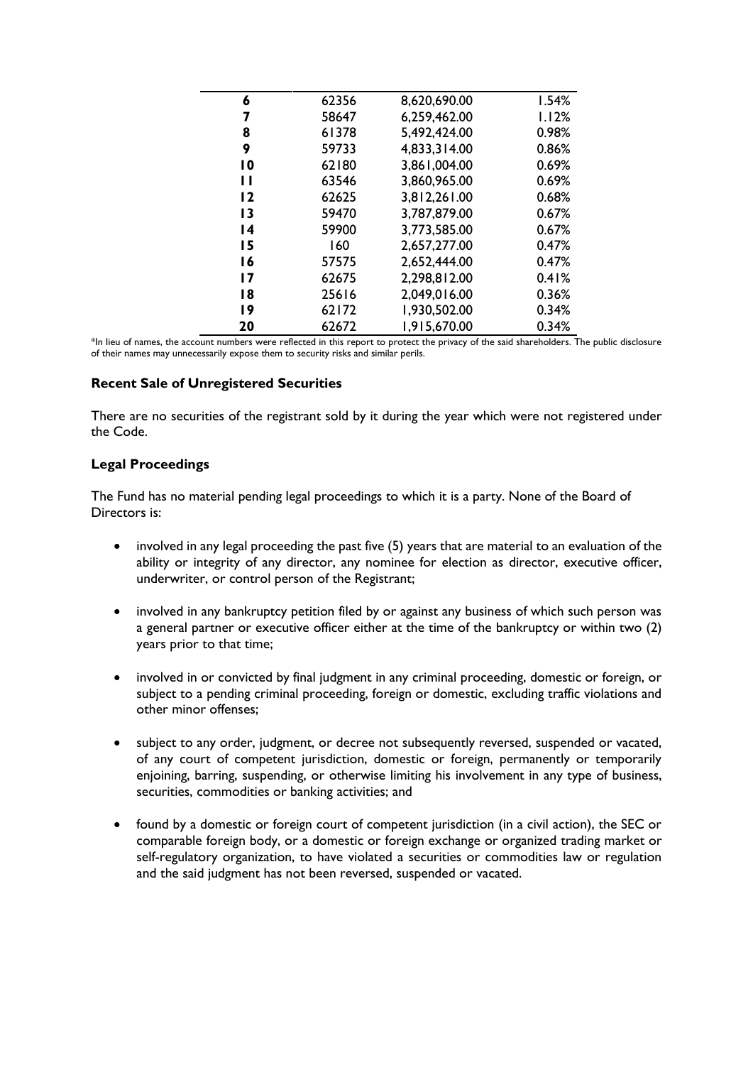| | | | |
|---|---|---|---|
| **6** | 62356 | 8,620,690.00 | 1.54% |
| **7** | 58647 | 6,259,462.00 | 1.12% |
| **8** | 61378 | 5,492,424.00 | 0.98% |
| **9** | 59733 | 4,833,314.00 | 0.86% |
| **10** | 62180 | 3,861,004.00 | 0.69% |
| **11** | 63546 | 3,860,965.00 | 0.69% |
| **12** | 62625 | 3,812,261.00 | 0.68% |
| **13** | 59470 | 3,787,879.00 | 0.67% |
| **14** | 59900 | 3,773,585.00 | 0.67% |
| **15** | 160 | 2,657,277.00 | 0.47% |
| **16** | 57575 | 2,652,444.00 | 0.47% |
| **17** | 62675 | 2,298,812.00 | 0.41% |
| **18** | 25616 | 2,049,016.00 | 0.36% |
| **19** | 62172 | 1,930,502.00 | 0.34% |
| **20** | 62672 | 1,915,670.00 | 0.34% |

*In lieu of names, the account numbers were reflected in this report to protect the privacy of the said shareholders. The public disclosure of their names may unnecessarily expose them to security risks and similar perils.

**Recent Sale of Unregistered Securities**

There are no securities of the registrant sold by it during the year which were not registered under the Code.

**Legal Proceedings**

The Fund has no material pending legal proceedings to which it is a party. None of the Board of Directors is:

- involved in any legal proceeding the past five (5) years that are material to an evaluation of the ability or integrity of any director, any nominee for election as director, executive officer, underwriter, or control person of the Registrant;
- involved in any bankruptcy petition filed by or against any business of which such person was a general partner or executive officer either at the time of the bankruptcy or within two (2) years prior to that time;
- involved in or convicted by final judgment in any criminal proceeding, domestic or foreign, or subject to a pending criminal proceeding, foreign or domestic, excluding traffic violations and other minor offenses;
- subject to any order, judgment, or decree not subsequently reversed, suspended or vacated, of any court of competent jurisdiction, domestic or foreign, permanently or temporarily enjoining, barring, suspending, or otherwise limiting his involvement in any type of business, securities, commodities or banking activities; and
- found by a domestic or foreign court of competent jurisdiction (in a civil action), the SEC or comparable foreign body, or a domestic or foreign exchange or organized trading market or self-regulatory organization, to have violated a securities or commodities law or regulation and the said judgment has not been reversed, suspended or vacated.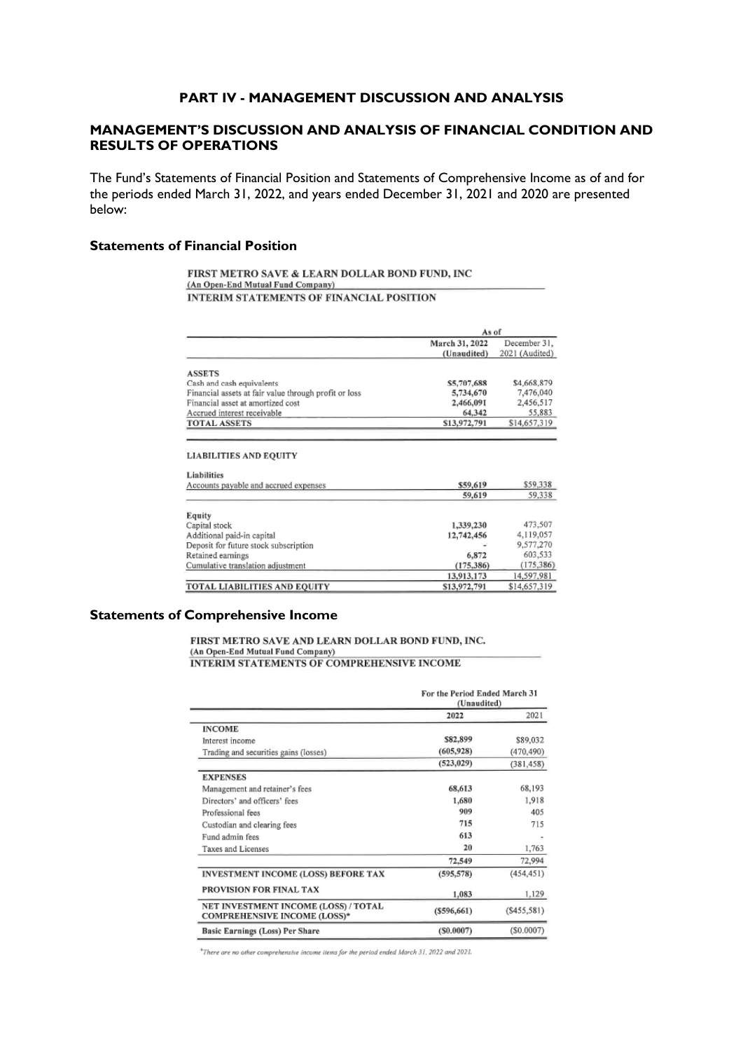## PART IV - MANAGEMENT DISCUSSION AND ANALYSIS

## MANAGEMENT'S DISCUSSION AND ANALYSIS OF FINANCIAL CONDITION AND RESULTS OF OPERATIONS

The Fund's Statements of Financial Position and Statements of Comprehensive Income as of and for the periods ended March 31, 2022, and years ended December 31, 2021 and 2020 are presented below:

### Statements of Financial Position

**FIRST METRO SAVE & LEARN DOLLAR BOND FUND, INC**
(An Open-End Mutual Fund Company)
**INTERIM STATEMENTS OF FINANCIAL POSITION**

| | As of | |
|---|---|---|
| | March 31, 2022 (Unaudited) | December 31, 2021 (Audited) |
| **ASSETS** | | |
| Cash and cash equivalents | $5,707,688 | $4,668,879 |
| Financial assets at fair value through profit or loss | 5,734,670 | 7,476,040 |
| Financial asset at amortized cost | 2,466,091 | 2,456,517 |
| Accrued interest receivable | 64,342 | 55,883 |
| **TOTAL ASSETS** | $13,972,791 | $14,657,319 |
| **LIABILITIES AND EQUITY** | | |
| **Liabilities** | | |
| Accounts payable and accrued expenses | $59,619 | $59,338 |
| | 59,619 | 59,338 |
| **Equity** | | |
| Capital stock | 1,339,230 | 473,507 |
| Additional paid-in capital | 12,742,456 | 4,119,057 |
| Deposit for future stock subscription | - | 9,577,270 |
| Retained earnings | 6,872 | 603,533 |
| Cumulative translation adjustment | (175,386) | (175,386) |
| | 13,913,173 | 14,597,981 |
| **TOTAL LIABILITIES AND EQUITY** | $13,972,791 | $14,657,319 |

### Statements of Comprehensive Income

**FIRST METRO SAVE AND LEARN DOLLAR BOND FUND, INC.**
(An Open-End Mutual Fund Company)
**INTERIM STATEMENTS OF COMPREHENSIVE INCOME**

| | For the Period Ended March 31 (Unaudited) | |
|---|---|---|
| | 2022 | 2021 |
| **INCOME** | | |
| Interest income | $82,899 | $89,032 |
| Trading and securities gains (losses) | (605,928) | (470,490) |
| | (523,029) | (381,458) |
| **EXPENSES** | | |
| Management and retainer's fees | 68,613 | 68,193 |
| Directors' and officers' fees | 1,680 | 1,918 |
| Professional fees | 909 | 405 |
| Custodian and clearing fees | 715 | 715 |
| Fund admin fees | 613 | - |
| Taxes and Licenses | 20 | 1,763 |
| | 72,549 | 72,994 |
| **INVESTMENT INCOME (LOSS) BEFORE TAX** | (595,578) | (454,451) |
| **PROVISION FOR FINAL TAX** | 1,083 | 1,129 |
| **NET INVESTMENT INCOME (LOSS) / TOTAL COMPREHENSIVE INCOME (LOSS)*** | ($596,661) | ($455,581) |
| **Basic Earnings (Loss) Per Share** | ($0.0007) | ($0.0007) |

*There are no other comprehensive income items for the period ended March 31, 2022 and 2021.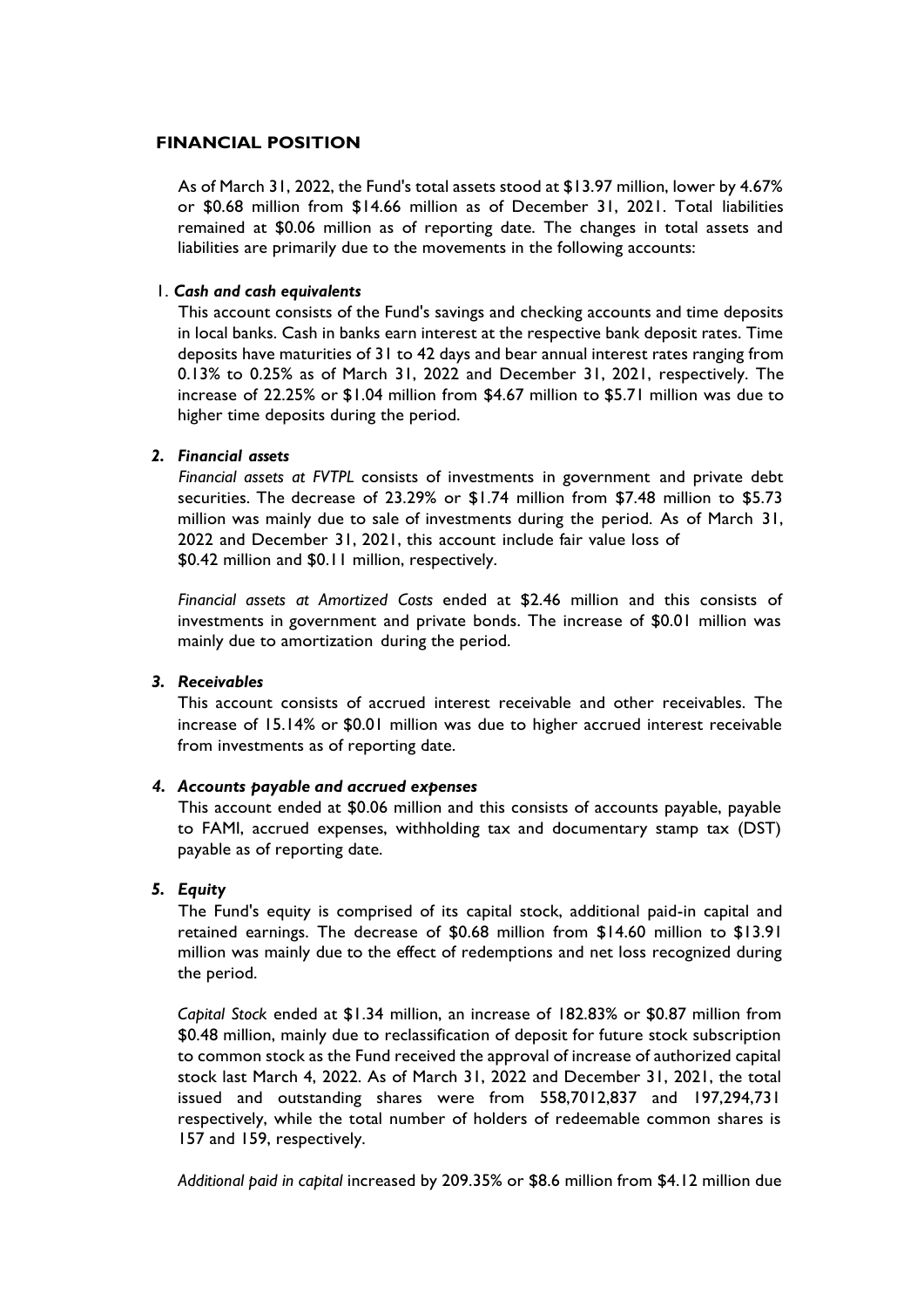## FINANCIAL POSITION

As of March 31, 2022, the Fund's total assets stood at $13.97 million, lower by 4.67% or $0.68 million from $14.66 million as of December 31, 2021. Total liabilities remained at $0.06 million as of reporting date. The changes in total assets and liabilities are primarily due to the movements in the following accounts:

1. ***Cash and cash equivalents***

   This account consists of the Fund's savings and checking accounts and time deposits in local banks. Cash in banks earn interest at the respective bank deposit rates. Time deposits have maturities of 31 to 42 days and bear annual interest rates ranging from 0.13% to 0.25% as of March 31, 2022 and December 31, 2021, respectively. The increase of 22.25% or $1.04 million from $4.67 million to $5.71 million was due to higher time deposits during the period.

2. ***Financial assets***

   *Financial assets at FVTPL* consists of investments in government and private debt securities. The decrease of 23.29% or $1.74 million from $7.48 million to $5.73 million was mainly due to sale of investments during the period. As of March 31, 2022 and December 31, 2021, this account include fair value loss of $0.42 million and $0.11 million, respectively.

   *Financial assets at Amortized Costs* ended at $2.46 million and this consists of investments in government and private bonds. The increase of $0.01 million was mainly due to amortization during the period.

3. ***Receivables***

   This account consists of accrued interest receivable and other receivables. The increase of 15.14% or $0.01 million was due to higher accrued interest receivable from investments as of reporting date.

4. ***Accounts payable and accrued expenses***

   This account ended at $0.06 million and this consists of accounts payable, payable to FAMI, accrued expenses, withholding tax and documentary stamp tax (DST) payable as of reporting date.

5. ***Equity***

   The Fund's equity is comprised of its capital stock, additional paid-in capital and retained earnings. The decrease of $0.68 million from $14.60 million to $13.91 million was mainly due to the effect of redemptions and net loss recognized during the period.

   *Capital Stock* ended at $1.34 million, an increase of 182.83% or $0.87 million from $0.48 million, mainly due to reclassification of deposit for future stock subscription to common stock as the Fund received the approval of increase of authorized capital stock last March 4, 2022. As of March 31, 2022 and December 31, 2021, the total issued and outstanding shares were from 558,7012,837 and 197,294,731 respectively, while the total number of holders of redeemable common shares is 157 and 159, respectively.

   *Additional paid in capital* increased by 209.35% or $8.6 million from $4.12 million due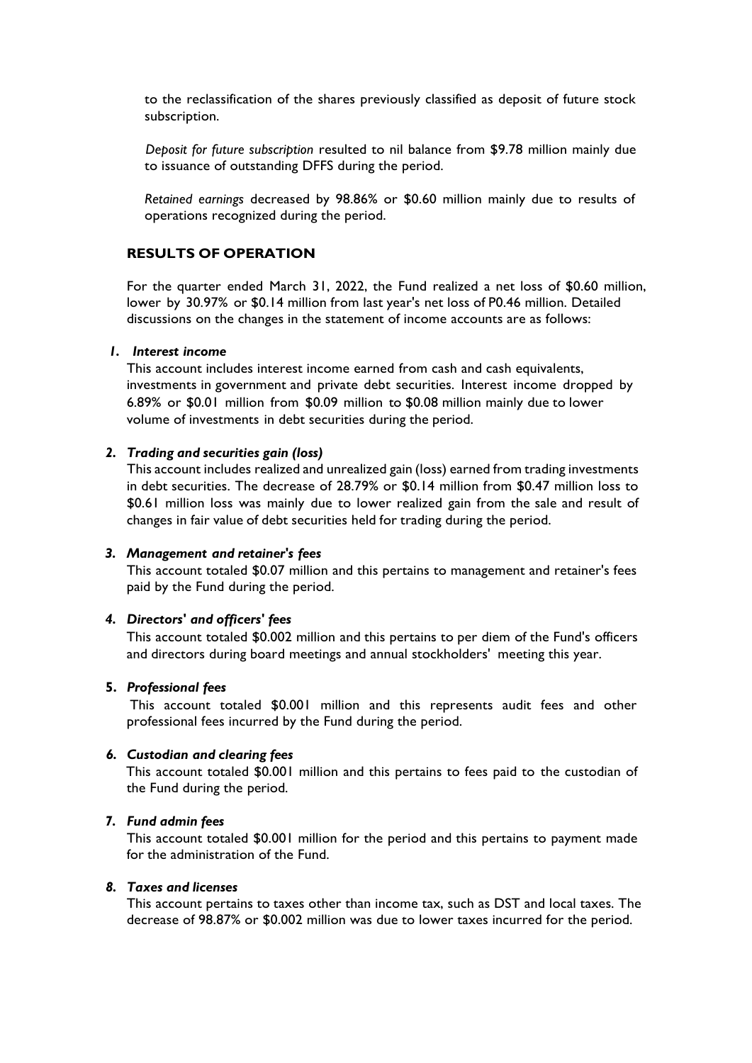to the reclassification of the shares previously classified as deposit of future stock subscription.

*Deposit for future subscription* resulted to nil balance from $9.78 million mainly due to issuance of outstanding DFFS during the period.

*Retained earnings* decreased by 98.86% or $0.60 million mainly due to results of operations recognized during the period.

## RESULTS OF OPERATION

For the quarter ended March 31, 2022, the Fund realized a net loss of $0.60 million, lower by 30.97% or $0.14 million from last year's net loss of P0.46 million. Detailed discussions on the changes in the statement of income accounts are as follows:

***1. Interest income***

This account includes interest income earned from cash and cash equivalents, investments in government and private debt securities. Interest income dropped by 6.89% or $0.01 million from $0.09 million to $0.08 million mainly due to lower volume of investments in debt securities during the period.

***2. Trading and securities gain (loss)***

This account includes realized and unrealized gain (loss) earned from trading investments in debt securities. The decrease of 28.79% or $0.14 million from $0.47 million loss to $0.61 million loss was mainly due to lower realized gain from the sale and result of changes in fair value of debt securities held for trading during the period.

***3. Management and retainer's fees***

This account totaled $0.07 million and this pertains to management and retainer's fees paid by the Fund during the period.

***4. Directors' and officers' fees***

This account totaled $0.002 million and this pertains to per diem of the Fund's officers and directors during board meetings and annual stockholders' meeting this year.

**5. *Professional fees***

This account totaled $0.001 million and this represents audit fees and other professional fees incurred by the Fund during the period.

***6. Custodian and clearing fees***

This account totaled $0.001 million and this pertains to fees paid to the custodian of the Fund during the period.

***7. Fund admin fees***

This account totaled $0.001 million for the period and this pertains to payment made for the administration of the Fund.

***8. Taxes and licenses***

This account pertains to taxes other than income tax, such as DST and local taxes. The decrease of 98.87% or $0.002 million was due to lower taxes incurred for the period.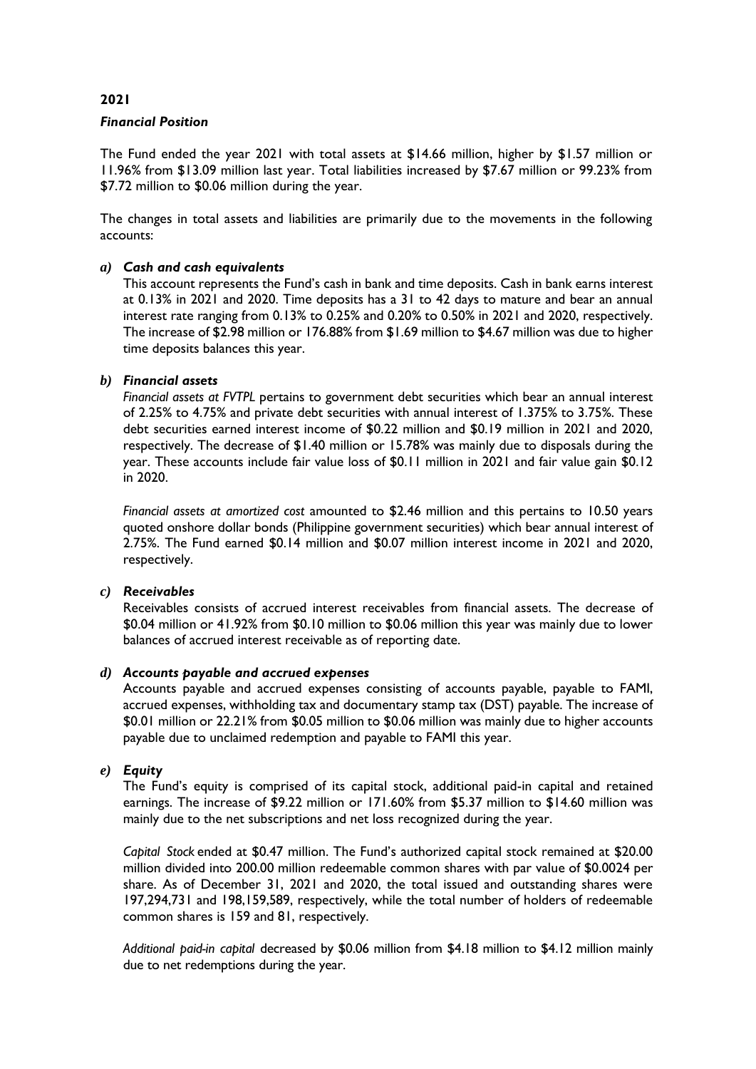**2021**

***Financial Position***

The Fund ended the year 2021 with total assets at \$14.66 million, higher by \$1.57 million or 11.96% from \$13.09 million last year. Total liabilities increased by \$7.67 million or 99.23% from \$7.72 million to \$0.06 million during the year.

The changes in total assets and liabilities are primarily due to the movements in the following accounts:

***a) Cash and cash equivalents***

This account represents the Fund's cash in bank and time deposits. Cash in bank earns interest at 0.13% in 2021 and 2020. Time deposits has a 31 to 42 days to mature and bear an annual interest rate ranging from 0.13% to 0.25% and 0.20% to 0.50% in 2021 and 2020, respectively. The increase of \$2.98 million or 176.88% from \$1.69 million to \$4.67 million was due to higher time deposits balances this year.

***b) Financial assets***

*Financial assets at FVTPL* pertains to government debt securities which bear an annual interest of 2.25% to 4.75% and private debt securities with annual interest of 1.375% to 3.75%. These debt securities earned interest income of \$0.22 million and \$0.19 million in 2021 and 2020, respectively. The decrease of \$1.40 million or 15.78% was mainly due to disposals during the year. These accounts include fair value loss of \$0.11 million in 2021 and fair value gain \$0.12 in 2020.

*Financial assets at amortized cost* amounted to \$2.46 million and this pertains to 10.50 years quoted onshore dollar bonds (Philippine government securities) which bear annual interest of 2.75%. The Fund earned \$0.14 million and \$0.07 million interest income in 2021 and 2020, respectively.

***c) Receivables***

Receivables consists of accrued interest receivables from financial assets. The decrease of \$0.04 million or 41.92% from \$0.10 million to \$0.06 million this year was mainly due to lower balances of accrued interest receivable as of reporting date.

***d) Accounts payable and accrued expenses***

Accounts payable and accrued expenses consisting of accounts payable, payable to FAMI, accrued expenses, withholding tax and documentary stamp tax (DST) payable. The increase of \$0.01 million or 22.21% from \$0.05 million to \$0.06 million was mainly due to higher accounts payable due to unclaimed redemption and payable to FAMI this year.

***e) Equity***

The Fund's equity is comprised of its capital stock, additional paid-in capital and retained earnings. The increase of \$9.22 million or 171.60% from \$5.37 million to \$14.60 million was mainly due to the net subscriptions and net loss recognized during the year.

*Capital Stock* ended at \$0.47 million. The Fund's authorized capital stock remained at \$20.00 million divided into 200.00 million redeemable common shares with par value of \$0.0024 per share. As of December 31, 2021 and 2020, the total issued and outstanding shares were 197,294,731 and 198,159,589, respectively, while the total number of holders of redeemable common shares is 159 and 81, respectively.

*Additional paid-in capital* decreased by \$0.06 million from \$4.18 million to \$4.12 million mainly due to net redemptions during the year.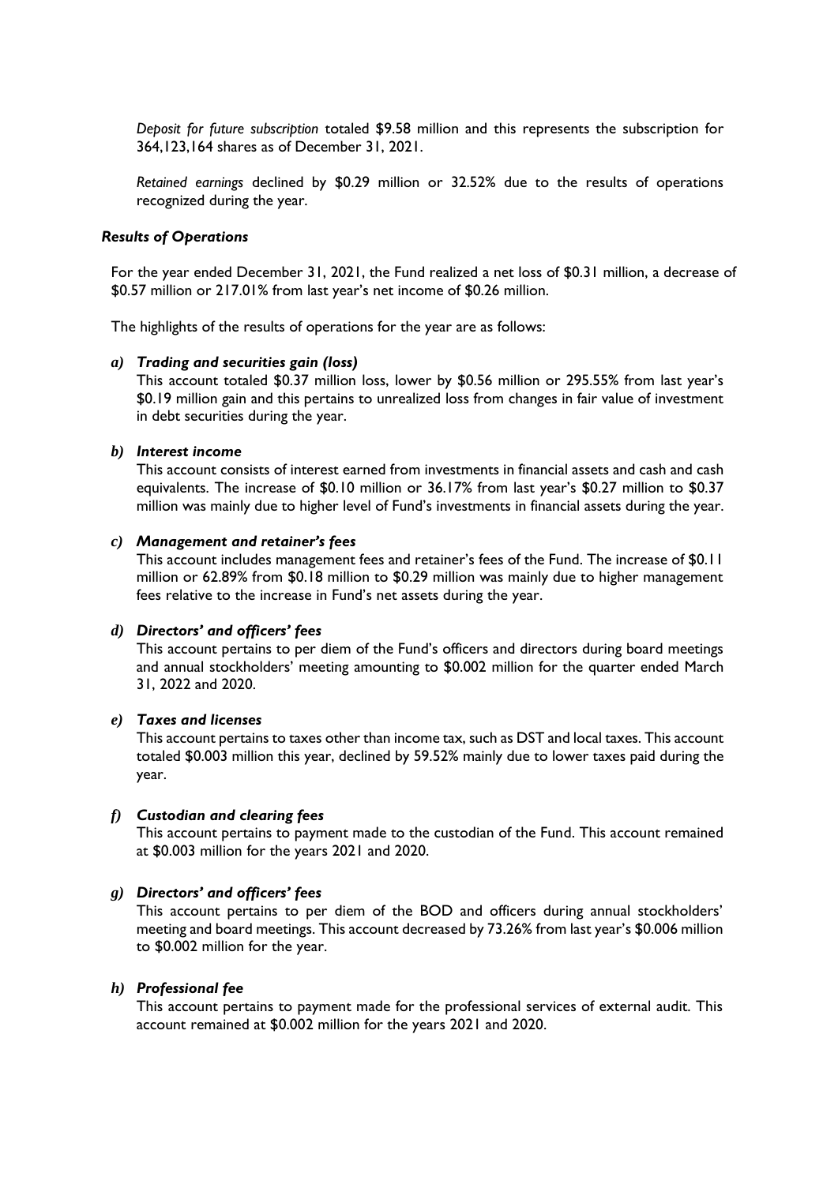*Deposit for future subscription* totaled $9.58 million and this represents the subscription for 364,123,164 shares as of December 31, 2021.

*Retained earnings* declined by $0.29 million or 32.52% due to the results of operations recognized during the year.

### *Results of Operations*

For the year ended December 31, 2021, the Fund realized a net loss of $0.31 million, a decrease of $0.57 million or 217.01% from last year's net income of $0.26 million.

The highlights of the results of operations for the year are as follows:

***a) Trading and securities gain (loss)***

This account totaled $0.37 million loss, lower by $0.56 million or 295.55% from last year's $0.19 million gain and this pertains to unrealized loss from changes in fair value of investment in debt securities during the year.

***b) Interest income***

This account consists of interest earned from investments in financial assets and cash and cash equivalents. The increase of $0.10 million or 36.17% from last year's $0.27 million to $0.37 million was mainly due to higher level of Fund's investments in financial assets during the year.

***c) Management and retainer's fees***

This account includes management fees and retainer's fees of the Fund. The increase of $0.11 million or 62.89% from $0.18 million to $0.29 million was mainly due to higher management fees relative to the increase in Fund's net assets during the year.

***d) Directors' and officers' fees***

This account pertains to per diem of the Fund's officers and directors during board meetings and annual stockholders' meeting amounting to $0.002 million for the quarter ended March 31, 2022 and 2020.

***e) Taxes and licenses***

This account pertains to taxes other than income tax, such as DST and local taxes. This account totaled $0.003 million this year, declined by 59.52% mainly due to lower taxes paid during the year.

***f) Custodian and clearing fees***

This account pertains to payment made to the custodian of the Fund. This account remained at $0.003 million for the years 2021 and 2020.

***g) Directors' and officers' fees***

This account pertains to per diem of the BOD and officers during annual stockholders' meeting and board meetings. This account decreased by 73.26% from last year's $0.006 million to $0.002 million for the year.

***h) Professional fee***

This account pertains to payment made for the professional services of external audit. This account remained at $0.002 million for the years 2021 and 2020.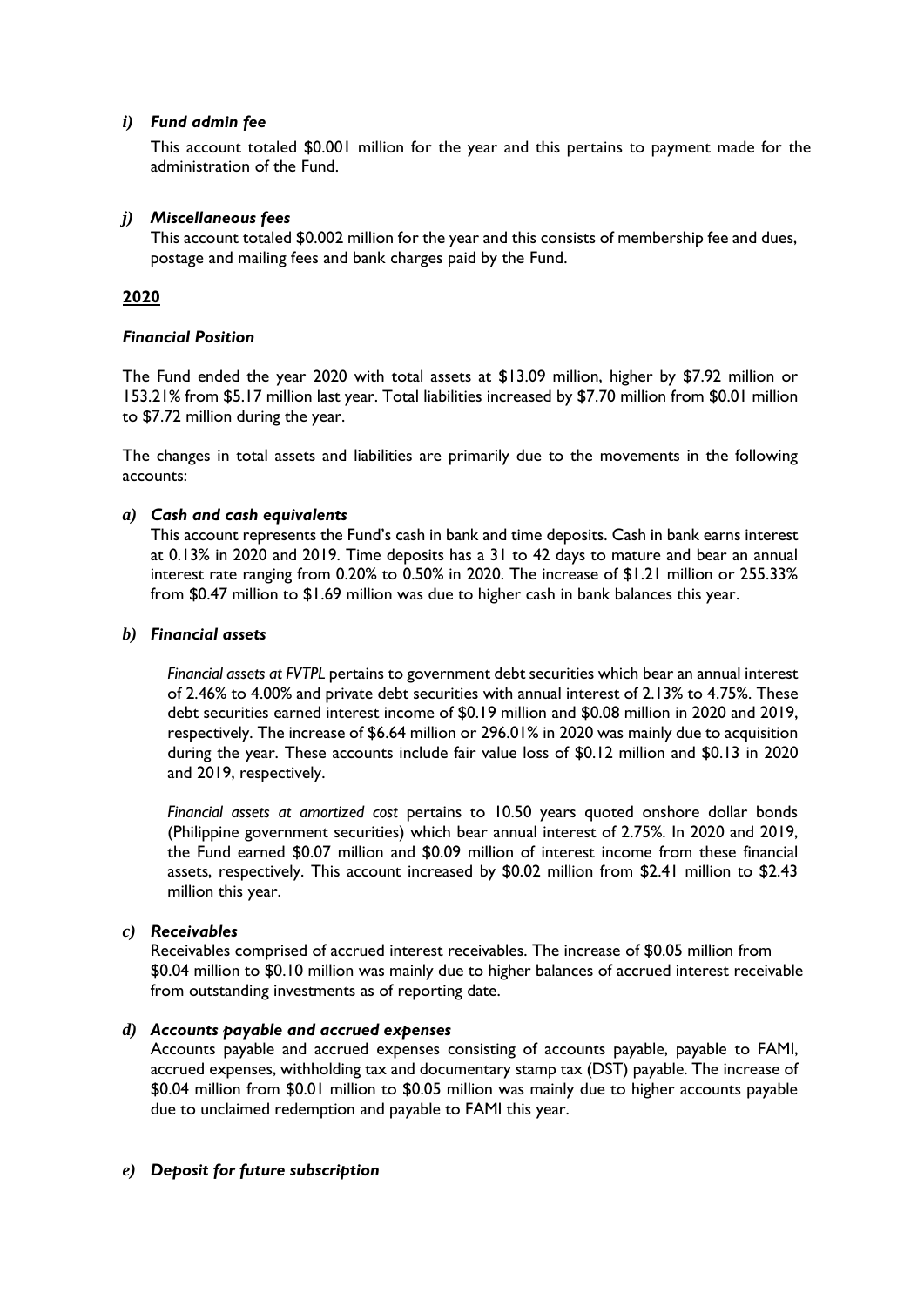*i) Fund admin fee*

This account totaled $0.001 million for the year and this pertains to payment made for the administration of the Fund.

*j) Miscellaneous fees*

This account totaled $0.002 million for the year and this consists of membership fee and dues, postage and mailing fees and bank charges paid by the Fund.

**2020**

***Financial Position***

The Fund ended the year 2020 with total assets at $13.09 million, higher by $7.92 million or 153.21% from $5.17 million last year. Total liabilities increased by $7.70 million from $0.01 million to $7.72 million during the year.

The changes in total assets and liabilities are primarily due to the movements in the following accounts:

***a) Cash and cash equivalents***

This account represents the Fund's cash in bank and time deposits. Cash in bank earns interest at 0.13% in 2020 and 2019. Time deposits has a 31 to 42 days to mature and bear an annual interest rate ranging from 0.20% to 0.50% in 2020. The increase of $1.21 million or 255.33% from $0.47 million to $1.69 million was due to higher cash in bank balances this year.

***b) Financial assets***

*Financial assets at FVTPL* pertains to government debt securities which bear an annual interest of 2.46% to 4.00% and private debt securities with annual interest of 2.13% to 4.75%. These debt securities earned interest income of $0.19 million and $0.08 million in 2020 and 2019, respectively. The increase of $6.64 million or 296.01% in 2020 was mainly due to acquisition during the year. These accounts include fair value loss of $0.12 million and $0.13 in 2020 and 2019, respectively.

*Financial assets at amortized cost* pertains to 10.50 years quoted onshore dollar bonds (Philippine government securities) which bear annual interest of 2.75%. In 2020 and 2019, the Fund earned $0.07 million and $0.09 million of interest income from these financial assets, respectively. This account increased by $0.02 million from $2.41 million to $2.43 million this year.

***c) Receivables***

Receivables comprised of accrued interest receivables. The increase of $0.05 million from $0.04 million to $0.10 million was mainly due to higher balances of accrued interest receivable from outstanding investments as of reporting date.

***d) Accounts payable and accrued expenses***

Accounts payable and accrued expenses consisting of accounts payable, payable to FAMI, accrued expenses, withholding tax and documentary stamp tax (DST) payable. The increase of $0.04 million from $0.01 million to $0.05 million was mainly due to higher accounts payable due to unclaimed redemption and payable to FAMI this year.

***e) Deposit for future subscription***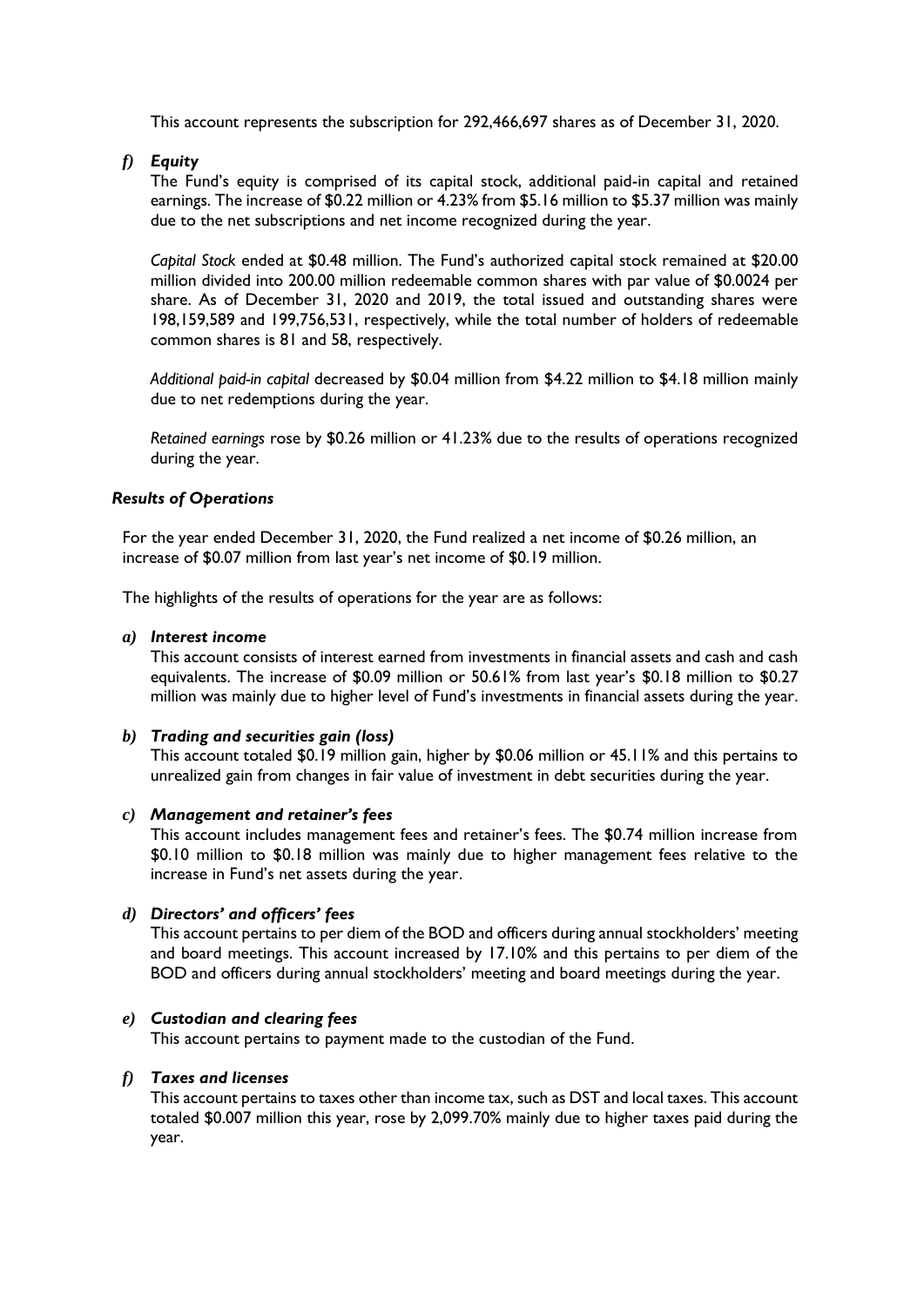This account represents the subscription for 292,466,697 shares as of December 31, 2020.

### *f) Equity*

The Fund's equity is comprised of its capital stock, additional paid-in capital and retained earnings. The increase of $0.22 million or 4.23% from $5.16 million to $5.37 million was mainly due to the net subscriptions and net income recognized during the year.

*Capital Stock* ended at $0.48 million. The Fund's authorized capital stock remained at $20.00 million divided into 200.00 million redeemable common shares with par value of $0.0024 per share. As of December 31, 2020 and 2019, the total issued and outstanding shares were 198,159,589 and 199,756,531, respectively, while the total number of holders of redeemable common shares is 81 and 58, respectively.

*Additional paid-in capital* decreased by $0.04 million from $4.22 million to $4.18 million mainly due to net redemptions during the year.

*Retained earnings* rose by $0.26 million or 41.23% due to the results of operations recognized during the year.

## *Results of Operations*

For the year ended December 31, 2020, the Fund realized a net income of $0.26 million, an increase of $0.07 million from last year's net income of $0.19 million.

The highlights of the results of operations for the year are as follows:

### *a) Interest income*

This account consists of interest earned from investments in financial assets and cash and cash equivalents. The increase of $0.09 million or 50.61% from last year's $0.18 million to $0.27 million was mainly due to higher level of Fund's investments in financial assets during the year.

### *b) Trading and securities gain (loss)*

This account totaled $0.19 million gain, higher by $0.06 million or 45.11% and this pertains to unrealized gain from changes in fair value of investment in debt securities during the year.

### *c) Management and retainer's fees*

This account includes management fees and retainer's fees. The $0.74 million increase from $0.10 million to $0.18 million was mainly due to higher management fees relative to the increase in Fund's net assets during the year.

### *d) Directors' and officers' fees*

This account pertains to per diem of the BOD and officers during annual stockholders' meeting and board meetings. This account increased by 17.10% and this pertains to per diem of the BOD and officers during annual stockholders' meeting and board meetings during the year.

### *e) Custodian and clearing fees*

This account pertains to payment made to the custodian of the Fund.

### *f) Taxes and licenses*

This account pertains to taxes other than income tax, such as DST and local taxes. This account totaled $0.007 million this year, rose by 2,099.70% mainly due to higher taxes paid during the year.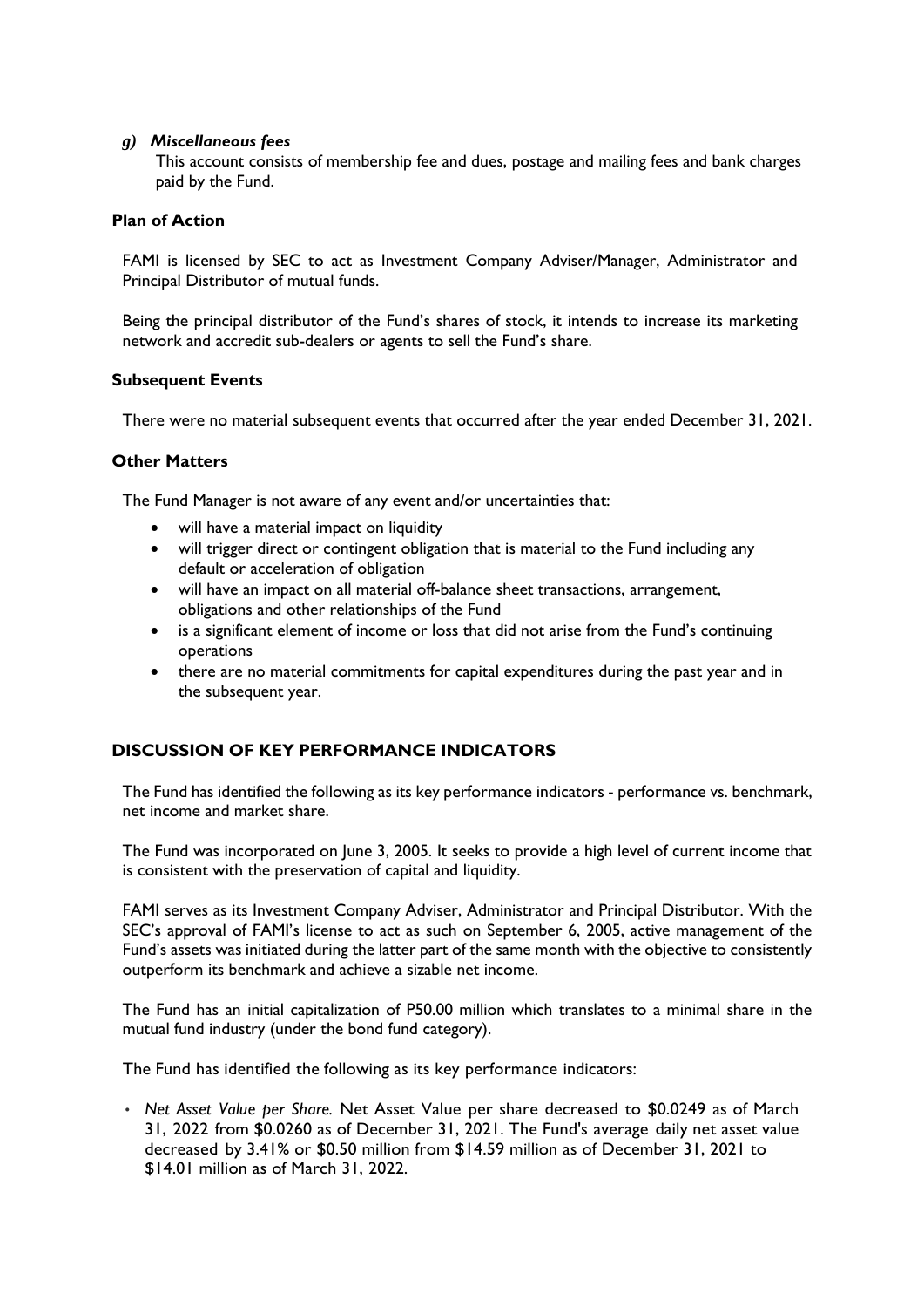*g) Miscellaneous fees*

This account consists of membership fee and dues, postage and mailing fees and bank charges paid by the Fund.

**Plan of Action**

FAMI is licensed by SEC to act as Investment Company Adviser/Manager, Administrator and Principal Distributor of mutual funds.

Being the principal distributor of the Fund's shares of stock, it intends to increase its marketing network and accredit sub-dealers or agents to sell the Fund's share.

**Subsequent Events**

There were no material subsequent events that occurred after the year ended December 31, 2021.

**Other Matters**

The Fund Manager is not aware of any event and/or uncertainties that:

- will have a material impact on liquidity
- will trigger direct or contingent obligation that is material to the Fund including any default or acceleration of obligation
- will have an impact on all material off-balance sheet transactions, arrangement, obligations and other relationships of the Fund
- is a significant element of income or loss that did not arise from the Fund's continuing operations
- there are no material commitments for capital expenditures during the past year and in the subsequent year.

## DISCUSSION OF KEY PERFORMANCE INDICATORS

The Fund has identified the following as its key performance indicators - performance vs. benchmark, net income and market share.

The Fund was incorporated on June 3, 2005. It seeks to provide a high level of current income that is consistent with the preservation of capital and liquidity.

FAMI serves as its Investment Company Adviser, Administrator and Principal Distributor. With the SEC's approval of FAMI's license to act as such on September 6, 2005, active management of the Fund's assets was initiated during the latter part of the same month with the objective to consistently outperform its benchmark and achieve a sizable net income.

The Fund has an initial capitalization of P50.00 million which translates to a minimal share in the mutual fund industry (under the bond fund category).

The Fund has identified the following as its key performance indicators:

- *Net Asset Value per Share.* Net Asset Value per share decreased to $0.0249 as of March 31, 2022 from $0.0260 as of December 31, 2021. The Fund's average daily net asset value decreased by 3.41% or $0.50 million from $14.59 million as of December 31, 2021 to $14.01 million as of March 31, 2022.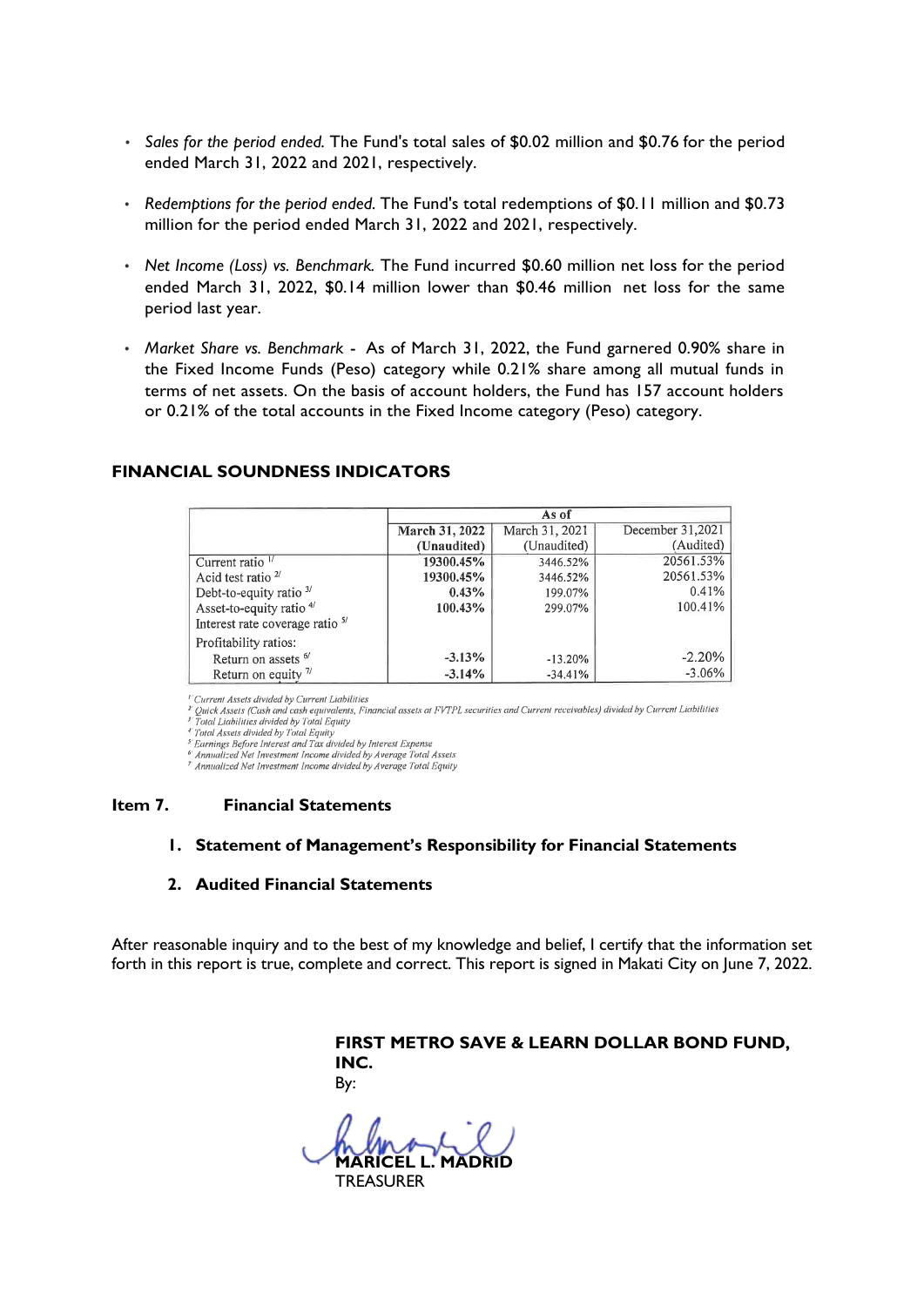- *Sales for the period ended.* The Fund's total sales of $0.02 million and $0.76 for the period ended March 31, 2022 and 2021, respectively.

- *Redemptions for the period ended.* The Fund's total redemptions of $0.11 million and $0.73 million for the period ended March 31, 2022 and 2021, respectively.

- *Net Income (Loss) vs. Benchmark.* The Fund incurred $0.60 million net loss for the period ended March 31, 2022, $0.14 million lower than $0.46 million net loss for the same period last year.

- *Market Share vs. Benchmark* - As of March 31, 2022, the Fund garnered 0.90% share in the Fixed Income Funds (Peso) category while 0.21% share among all mutual funds in terms of net assets. On the basis of account holders, the Fund has 157 account holders or 0.21% of the total accounts in the Fixed Income category (Peso) category.

## FINANCIAL SOUNDNESS INDICATORS

| | As of | | |
|---|---|---|---|
| | **March 31, 2022 (Unaudited)** | March 31, 2021 (Unaudited) | December 31,2021 (Audited) |
| Current ratio [1/] | **19300.45%** | 3446.52% | 20561.53% |
| Acid test ratio [2/] | **19300.45%** | 3446.52% | 20561.53% |
| Debt-to-equity ratio [3/] | **0.43%** | 199.07% | 0.41% |
| Asset-to-equity ratio [4/] | **100.43%** | 299.07% | 100.41% |
| Interest rate coverage ratio [5/] | | | |
| Profitability ratios: | | | |
| Return on assets [6/] | **-3.13%** | -13.20% | -2.20% |
| Return on equity [7/] | **-3.14%** | -34.41% | -3.06% |

[1/] *Current Assets divided by Current Liabilities*
[2/] *Quick Assets (Cash and cash equivalents, Financial assets at FVTPL securities and Current receivables) divided by Current Liabilities*
[3/] *Total Liabilities divided by Total Equity*
[4/] *Total Assets divided by Total Equity*
[5/] *Earnings Before Interest and Tax divided by Interest Expense*
[6/] *Annualized Net Investment Income divided by Average Total Assets*
[7/] *Annualized Net Investment Income divided by Average Total Equity*

## Item 7. Financial Statements

1. **Statement of Management's Responsibility for Financial Statements**

2. **Audited Financial Statements**

After reasonable inquiry and to the best of my knowledge and belief, I certify that the information set forth in this report is true, complete and correct. This report is signed in Makati City on June 7, 2022.

**FIRST METRO SAVE & LEARN DOLLAR BOND FUND, INC.**
By:

**MARICEL L. MADRID**
TREASURER